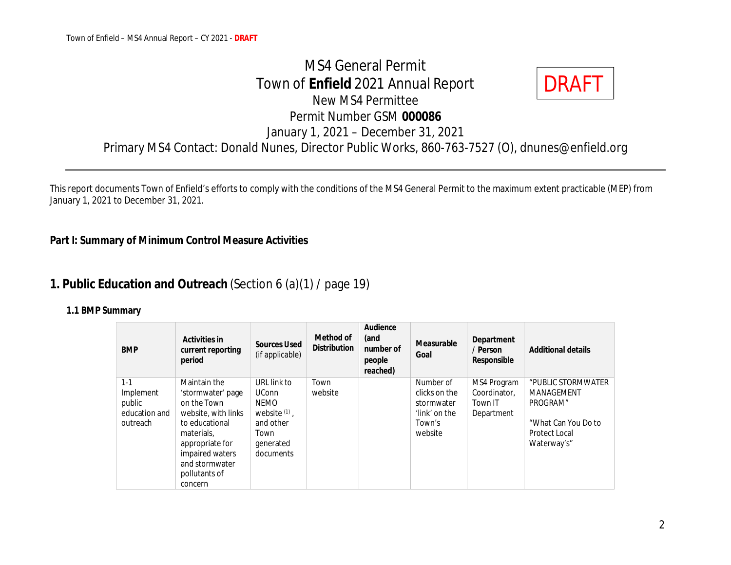# MS4 General Permit
# Town of **Enfield** 2021 Annual Report

DRAFT

New MS4 Permittee

Permit Number GSM **000086**

January 1, 2021 – December 31, 2021

Primary MS4 Contact: Donald Nunes, Director Public Works, 860-763-7527 (O), dnunes@enfield.org

---

This report documents Town of Enfield's efforts to comply with the conditions of the MS4 General Permit to the maximum extent practicable (MEP) from January 1, 2021 to December 31, 2021.

## Part I: Summary of Minimum Control Measure Activities

## 1. Public Education and Outreach (Section 6 (a)(1) / page 19)

### 1.1 BMP Summary

| BMP | Activities in current reporting period | Sources Used (if applicable) | Method of Distribution | Audience (and number of people reached) | Measurable Goal | Department / Person Responsible | Additional details |
|---|---|---|---|---|---|---|---|
| 1-1 Implement public education and outreach | Maintain the 'stormwater' page on the Town website, with links to educational materials, appropriate for impaired waters and stormwater pollutants of concern | URL link to UConn NEMO website [1], and other Town generated documents | Town website | | Number of clicks on the stormwater 'link' on the Town's website | MS4 Program Coordinator, Town IT Department | "PUBLIC STORMWATER MANAGEMENT PROGRAM" "What Can You Do to Protect Local Waterway's" |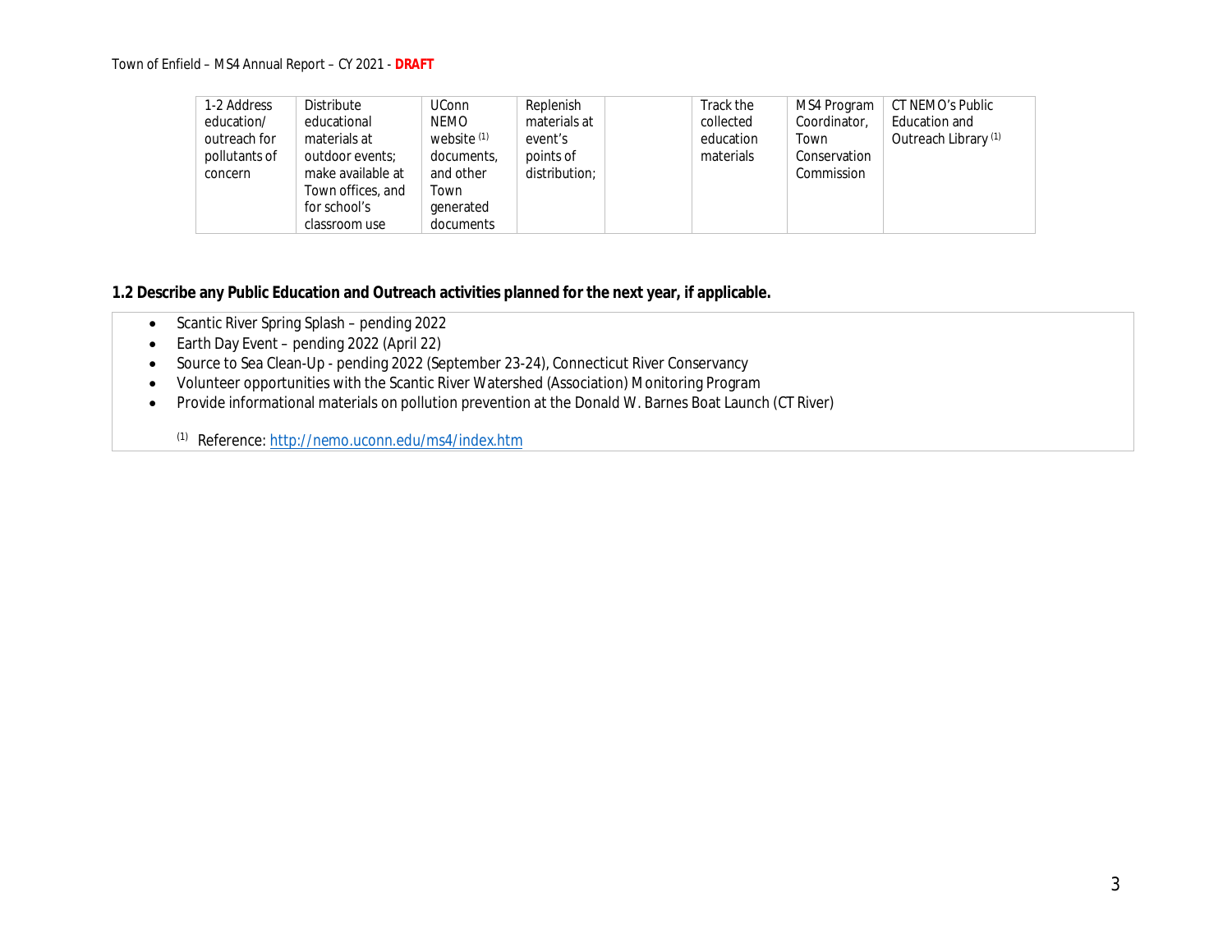| | | | | | | | |
|---|---|---|---|---|---|---|---|
| 1-2 Address education/ outreach for pollutants of concern | Distribute educational materials at outdoor events; make available at Town offices, and for school's classroom use | UConn NEMO website [1] documents, and other Town generated documents | Replenish materials at event's points of distribution; | | Track the collected education materials | MS4 Program Coordinator, Town Conservation Commission | CT NEMO's Public Education and Outreach Library [1] |

**1.2 Describe any Public Education and Outreach activities planned for the next year, if applicable.**

- Scantic River Spring Splash – pending 2022
- Earth Day Event – pending 2022 (April 22)
- Source to Sea Clean-Up - pending 2022 (September 23-24), Connecticut River Conservancy
- Volunteer opportunities with the Scantic River Watershed (Association) Monitoring Program
- Provide informational materials on pollution prevention at the Donald W. Barnes Boat Launch (CT River)

[1] Reference: http://nemo.uconn.edu/ms4/index.htm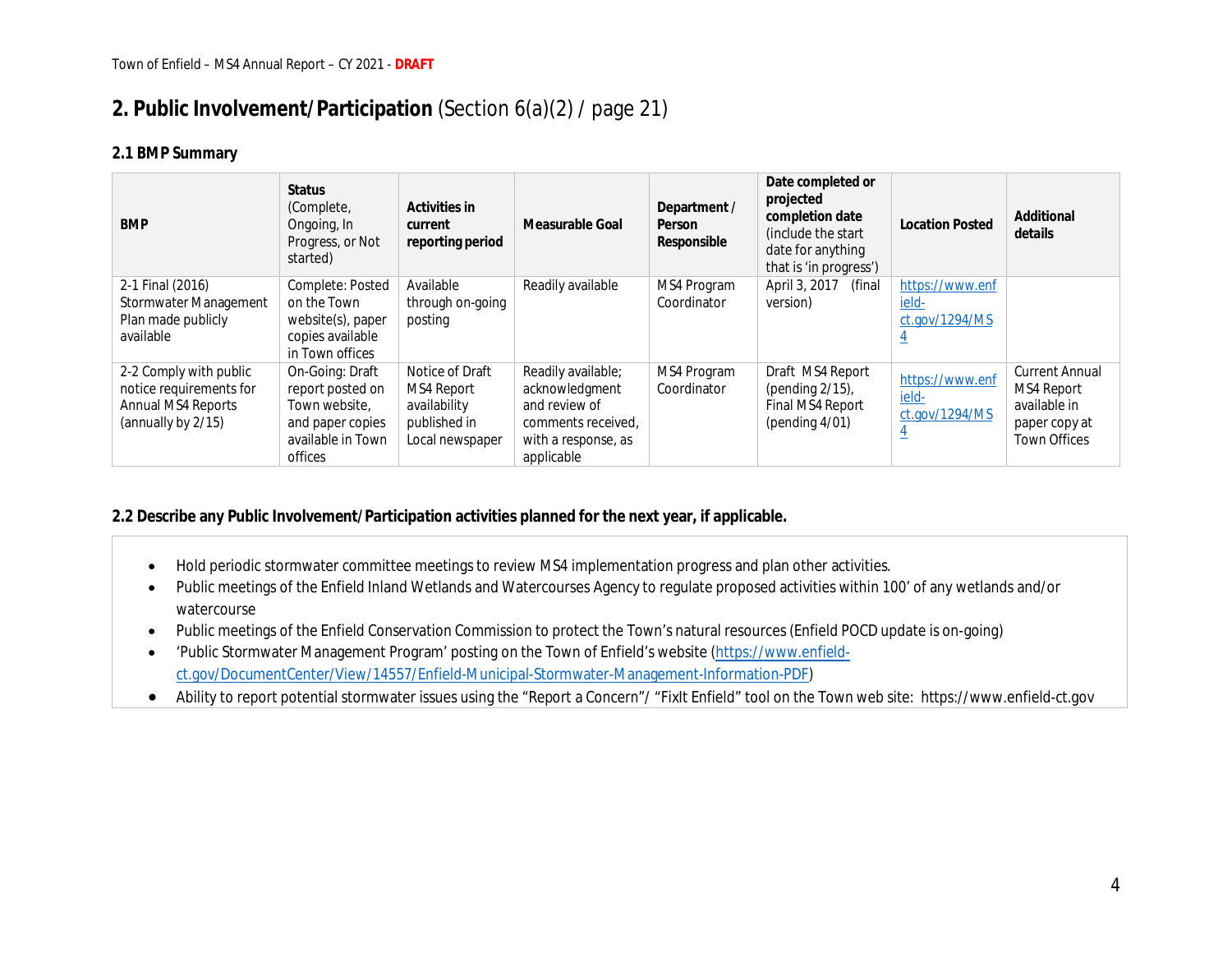## 2. Public Involvement/Participation (Section 6(a)(2) / page 21)

### 2.1 BMP Summary

| BMP | Status (Complete, Ongoing, In Progress, or Not started) | Activities in current reporting period | Measurable Goal | Department / Person Responsible | Date completed or projected completion date (include the start date for anything that is 'in progress') | Location Posted | Additional details |
|---|---|---|---|---|---|---|---|
| 2-1 Final (2016) Stormwater Management Plan made publicly available | Complete: Posted on the Town website(s), paper copies available in Town offices | Available through on-going posting | Readily available | MS4 Program Coordinator | April 3, 2017 (final version) | [https://www.enfield-ct.gov/1294/MS4](https://www.enfield-ct.gov/1294/MS4) | |
| 2-2 Comply with public notice requirements for Annual MS4 Reports (annually by 2/15) | On-Going: Draft report posted on Town website, and paper copies available in Town offices | Notice of Draft MS4 Report availability published in Local newspaper | Readily available; acknowledgment and review of comments received, with a response, as applicable | MS4 Program Coordinator | Draft MS4 Report (pending 2/15), Final MS4 Report (pending 4/01) | [https://www.enfield-ct.gov/1294/MS4](https://www.enfield-ct.gov/1294/MS4) | Current Annual MS4 Report available in paper copy at Town Offices |

### 2.2 Describe any Public Involvement/Participation activities planned for the next year, if applicable.

- Hold periodic stormwater committee meetings to review MS4 implementation progress and plan other activities.
- Public meetings of the Enfield Inland Wetlands and Watercourses Agency to regulate proposed activities within 100' of any wetlands and/or watercourse
- Public meetings of the Enfield Conservation Commission to protect the Town's natural resources (Enfield POCD update is on-going)
- 'Public Stormwater Management Program' posting on the Town of Enfield's website ([https://www.enfield-ct.gov/DocumentCenter/View/14557/Enfield-Municipal-Stormwater-Management-Information-PDF](https://www.enfield-ct.gov/DocumentCenter/View/14557/Enfield-Municipal-Stormwater-Management-Information-PDF))
- Ability to report potential stormwater issues using the "Report a Concern"/ "FixIt Enfield" tool on the Town web site: https://www.enfield-ct.gov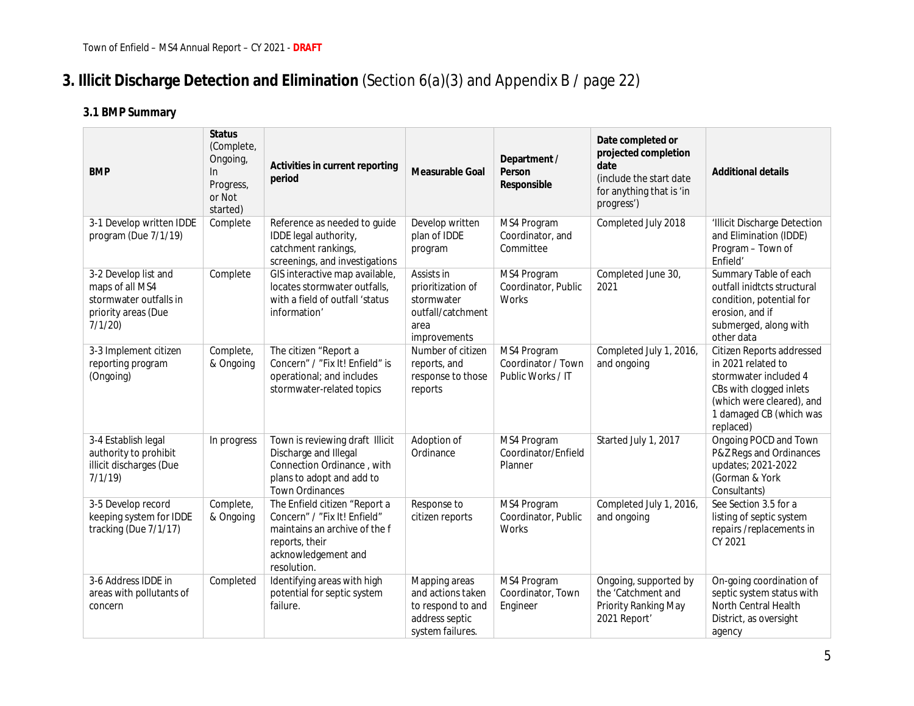# 3. Illicit Discharge Detection and Elimination (Section 6(a)(3) and Appendix B / page 22)

### 3.1 BMP Summary

| BMP | Status (Complete, Ongoing, In Progress, or Not started) | Activities in current reporting period | Measurable Goal | Department / Person Responsible | Date completed or projected completion date (include the start date for anything that is 'in progress') | Additional details |
|---|---|---|---|---|---|---|
| 3-1 Develop written IDDE program (Due 7/1/19) | Complete | Reference as needed to guide IDDE legal authority, catchment rankings, screenings, and investigations | Develop written plan of IDDE program | MS4 Program Coordinator, and Committee | Completed July 2018 | 'Illicit Discharge Detection and Elimination (IDDE) Program – Town of Enfield' |
| 3-2 Develop list and maps of all MS4 stormwater outfalls in priority areas (Due 7/1/20) | Complete | GIS interactive map available, locates stormwater outfalls, with a field of outfall 'status information' | Assists in prioritization of stormwater outfall/catchment area improvements | MS4 Program Coordinator, Public Works | Completed June 30, 2021 | Summary Table of each outfall inidtcts structural condition, potential for erosion, and if submerged, along with other data |
| 3-3 Implement citizen reporting program (Ongoing) | Complete, & Ongoing | The citizen "Report a Concern" / "Fix It! Enfield" is operational; and includes stormwater-related topics | Number of citizen reports, and response to those reports | MS4 Program Coordinator / Town Public Works / IT | Completed July 1, 2016, and ongoing | Citizen Reports addressed in 2021 related to stormwater included 4 CBs with clogged inlets (which were cleared), and 1 damaged CB (which was replaced) |
| 3-4 Establish legal authority to prohibit illicit discharges (Due 7/1/19) | In progress | Town is reviewing draft Illicit Discharge and Illegal Connection Ordinance , with plans to adopt and add to Town Ordinances | Adoption of Ordinance | MS4 Program Coordinator/Enfield Planner | Started July 1, 2017 | Ongoing POCD and Town P&Z Regs and Ordinances updates; 2021-2022 (Gorman & York Consultants) |
| 3-5 Develop record keeping system for IDDE tracking (Due 7/1/17) | Complete, & Ongoing | The Enfield citizen "Report a Concern" / "Fix It! Enfield" maintains an archive of the f reports, their acknowledgement and resolution. | Response to citizen reports | MS4 Program Coordinator, Public Works | Completed July 1, 2016, and ongoing | See Section 3.5 for a listing of septic system repairs /replacements in CY 2021 |
| 3-6 Address IDDE in areas with pollutants of concern | Completed | Identifying areas with high potential for septic system failure. | Mapping areas and actions taken to respond to and address septic system failures. | MS4 Program Coordinator, Town Engineer | Ongoing, supported by the 'Catchment and Priority Ranking May 2021 Report' | On-going coordination of septic system status with North Central Health District, as oversight agency |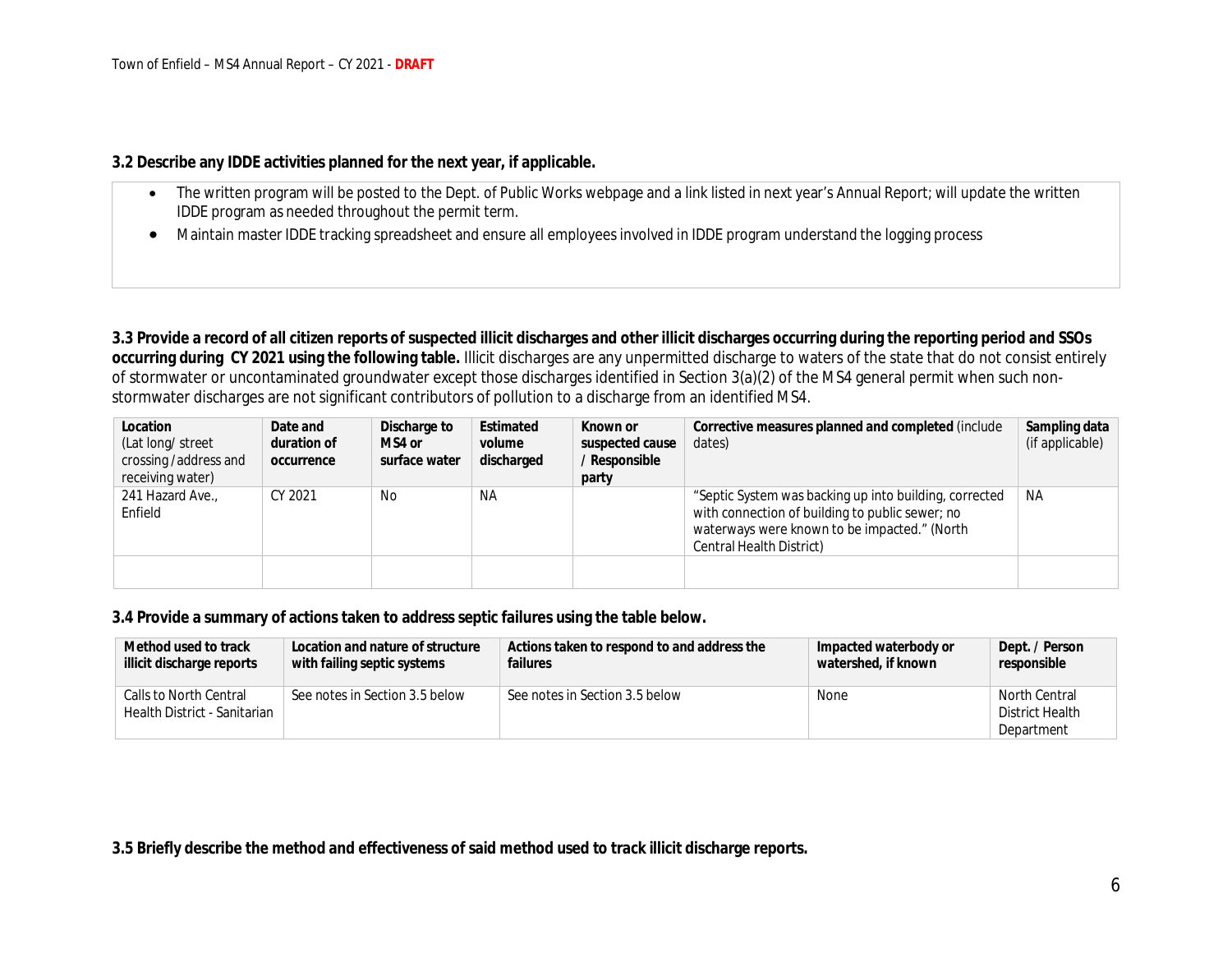**3.2 Describe any IDDE activities planned for the next year, if applicable.**

- The written program will be posted to the Dept. of Public Works webpage and a link listed in next year's Annual Report; will update the written IDDE program as needed throughout the permit term.
- Maintain master IDDE tracking spreadsheet and ensure all employees involved in IDDE program understand the logging process

**3.3 Provide a record of all citizen reports of suspected illicit discharges and other illicit discharges occurring during the reporting period and SSOs occurring during CY 2021 using the following table.** Illicit discharges are any unpermitted discharge to waters of the state that do not consist entirely of stormwater or uncontaminated groundwater except those discharges identified in Section 3(a)(2) of the MS4 general permit when such non-stormwater discharges are not significant contributors of pollution to a discharge from an identified MS4.

| **Location** (Lat long/ street crossing /address and receiving water) | **Date and duration of occurrence** | **Discharge to MS4 or surface water** | **Estimated volume discharged** | **Known or suspected cause / Responsible party** | **Corrective measures planned and completed** (include dates) | **Sampling data** (if applicable) |
|---|---|---|---|---|---|---|
| 241 Hazard Ave., Enfield | CY 2021 | No | NA | | "Septic System was backing up into building, corrected with connection of building to public sewer; no waterways were known to be impacted." (North Central Health District) | NA |
| | | | | | | |

**3.4 Provide a summary of actions taken to address septic failures using the table below.**

| **Method used to track illicit discharge reports** | **Location and nature of structure with failing septic systems** | **Actions taken to respond to and address the failures** | **Impacted waterbody or watershed, if known** | **Dept. / Person responsible** |
|---|---|---|---|---|
| Calls to North Central Health District - Sanitarian | See notes in Section 3.5 below | See notes in Section 3.5 below | None | North Central District Health Department |

**3.5 Briefly describe the method and effectiveness of said method used to track illicit discharge reports.**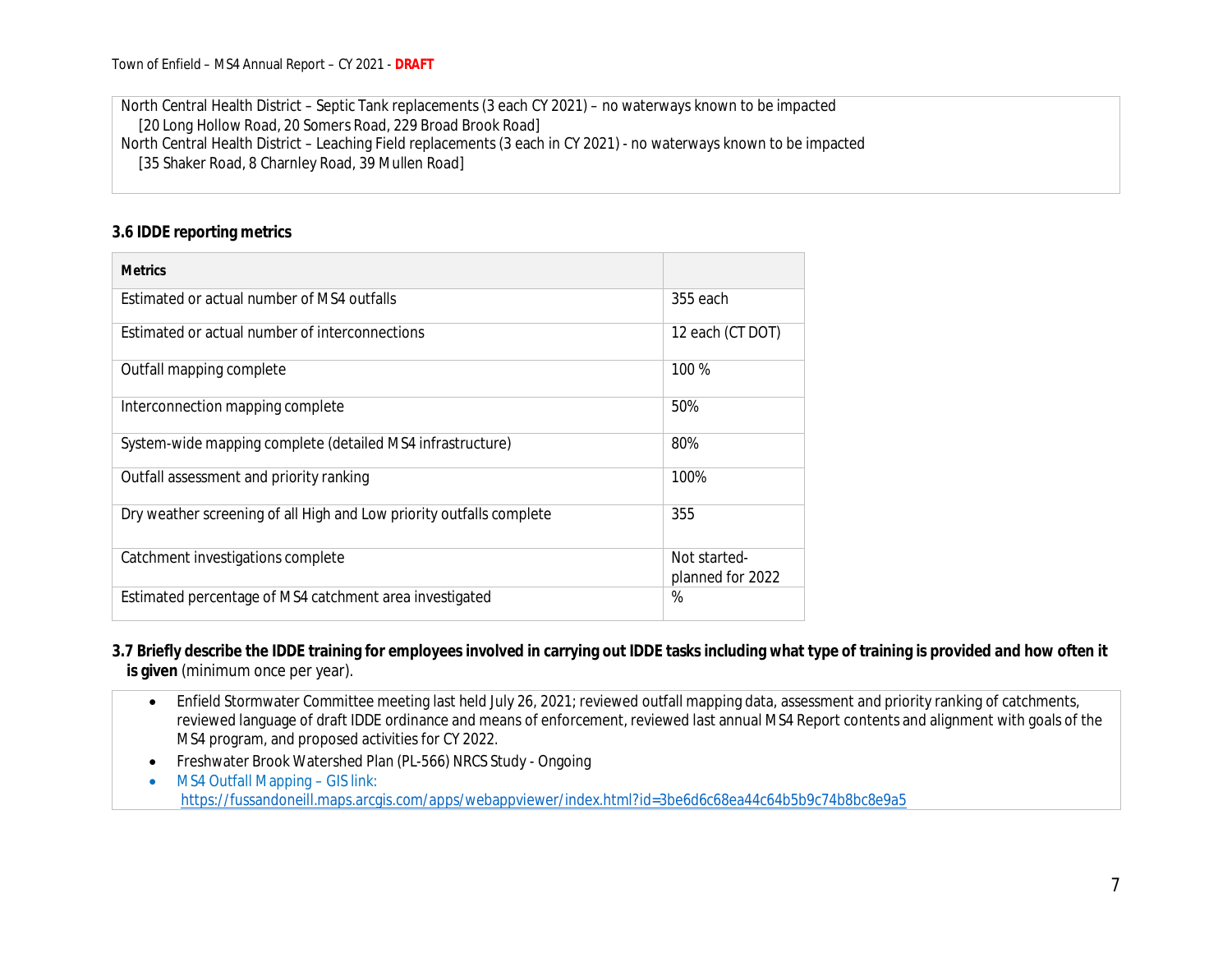North Central Health District – Septic Tank replacements (3 each CY 2021) – no waterways known to be impacted
[20 Long Hollow Road, 20 Somers Road, 229 Broad Brook Road]
North Central Health District – Leaching Field replacements (3 each in CY 2021) - no waterways known to be impacted
[35 Shaker Road, 8 Charnley Road, 39 Mullen Road]

### 3.6 IDDE reporting metrics

| Metrics | |
|---|---|
| Estimated or actual number of MS4 outfalls | 355 each |
| Estimated or actual number of interconnections | 12 each (CT DOT) |
| Outfall mapping complete | 100 % |
| Interconnection mapping complete | 50% |
| System-wide mapping complete (detailed MS4 infrastructure) | 80% |
| Outfall assessment and priority ranking | 100% |
| Dry weather screening of all High and Low priority outfalls complete | 355 |
| Catchment investigations complete | Not started- planned for 2022 |
| Estimated percentage of MS4 catchment area investigated | % |

**3.7 Briefly describe the IDDE training for employees involved in carrying out IDDE tasks including what type of training is provided and how often it is given** (minimum once per year).

- Enfield Stormwater Committee meeting last held July 26, 2021; reviewed outfall mapping data, assessment and priority ranking of catchments, reviewed language of draft IDDE ordinance and means of enforcement, reviewed last annual MS4 Report contents and alignment with goals of the MS4 program, and proposed activities for CY 2022.
- Freshwater Brook Watershed Plan (PL-566) NRCS Study - Ongoing
- MS4 Outfall Mapping – GIS link: https://fussandoneill.maps.arcgis.com/apps/webappviewer/index.html?id=3be6d6c68ea44c64b5b9c74b8bc8e9a5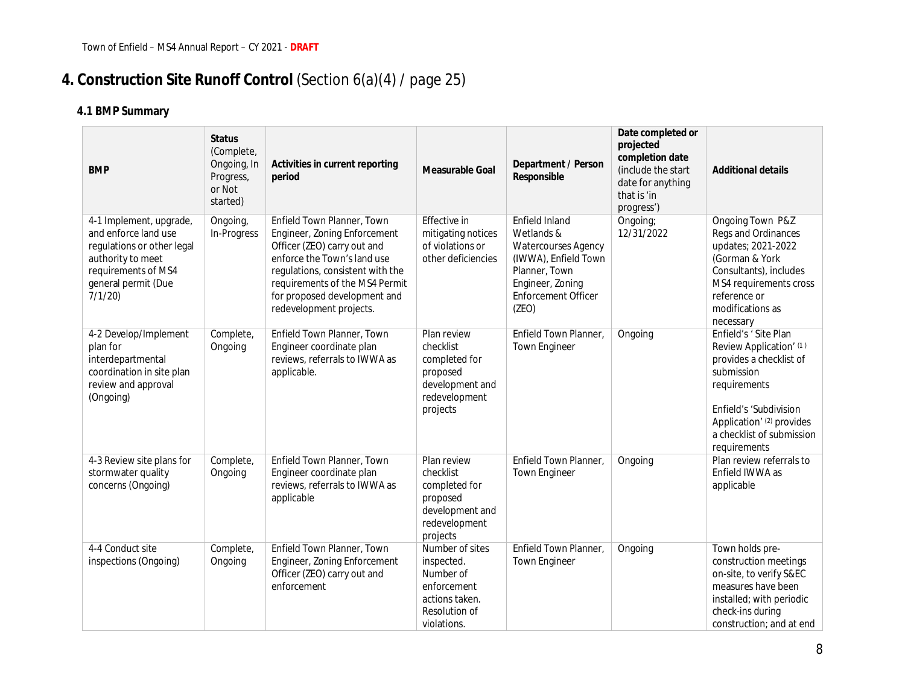# 4. Construction Site Runoff Control (Section 6(a)(4) / page 25)

## 4.1 BMP Summary

| BMP | Status (Complete, Ongoing, In Progress, or Not started) | Activities in current reporting period | Measurable Goal | Department / Person Responsible | Date completed or projected completion date (include the start date for anything that is 'in progress') | Additional details |
|---|---|---|---|---|---|---|
| 4-1 Implement, upgrade, and enforce land use regulations or other legal authority to meet requirements of MS4 general permit (Due 7/1/20) | Ongoing, In-Progress | Enfield Town Planner, Town Engineer, Zoning Enforcement Officer (ZEO) carry out and enforce the Town's land use regulations, consistent with the requirements of the MS4 Permit for proposed development and redevelopment projects. | Effective in mitigating notices of violations or other deficiencies | Enfield Inland Wetlands & Watercourses Agency (IWWA), Enfield Town Planner, Town Engineer, Zoning Enforcement Officer (ZEO) | Ongoing; 12/31/2022 | Ongoing Town P&Z Regs and Ordinances updates; 2021-2022 (Gorman & York Consultants), includes MS4 requirements cross reference or modifications as necessary |
| 4-2 Develop/Implement plan for interdepartmental coordination in site plan review and approval (Ongoing) | Complete, Ongoing | Enfield Town Planner, Town Engineer coordinate plan reviews, referrals to IWWA as applicable. | Plan review checklist completed for proposed development and redevelopment projects | Enfield Town Planner, Town Engineer | Ongoing | Enfield's ' Site Plan Review Application' (1) provides a checklist of submission requirements<br><br>Enfield's 'Subdivision Application' (2) provides a checklist of submission requirements |
| 4-3 Review site plans for stormwater quality concerns (Ongoing) | Complete, Ongoing | Enfield Town Planner, Town Engineer coordinate plan reviews, referrals to IWWA as applicable | Plan review checklist completed for proposed development and redevelopment projects | Enfield Town Planner, Town Engineer | Ongoing | Plan review referrals to Enfield IWWA as applicable |
| 4-4 Conduct site inspections (Ongoing) | Complete, Ongoing | Enfield Town Planner, Town Engineer, Zoning Enforcement Officer (ZEO) carry out and enforcement | Number of sites inspected. Number of enforcement actions taken. Resolution of violations. | Enfield Town Planner, Town Engineer | Ongoing | Town holds pre-construction meetings on-site, to verify S&EC measures have been installed; with periodic check-ins during construction; and at end |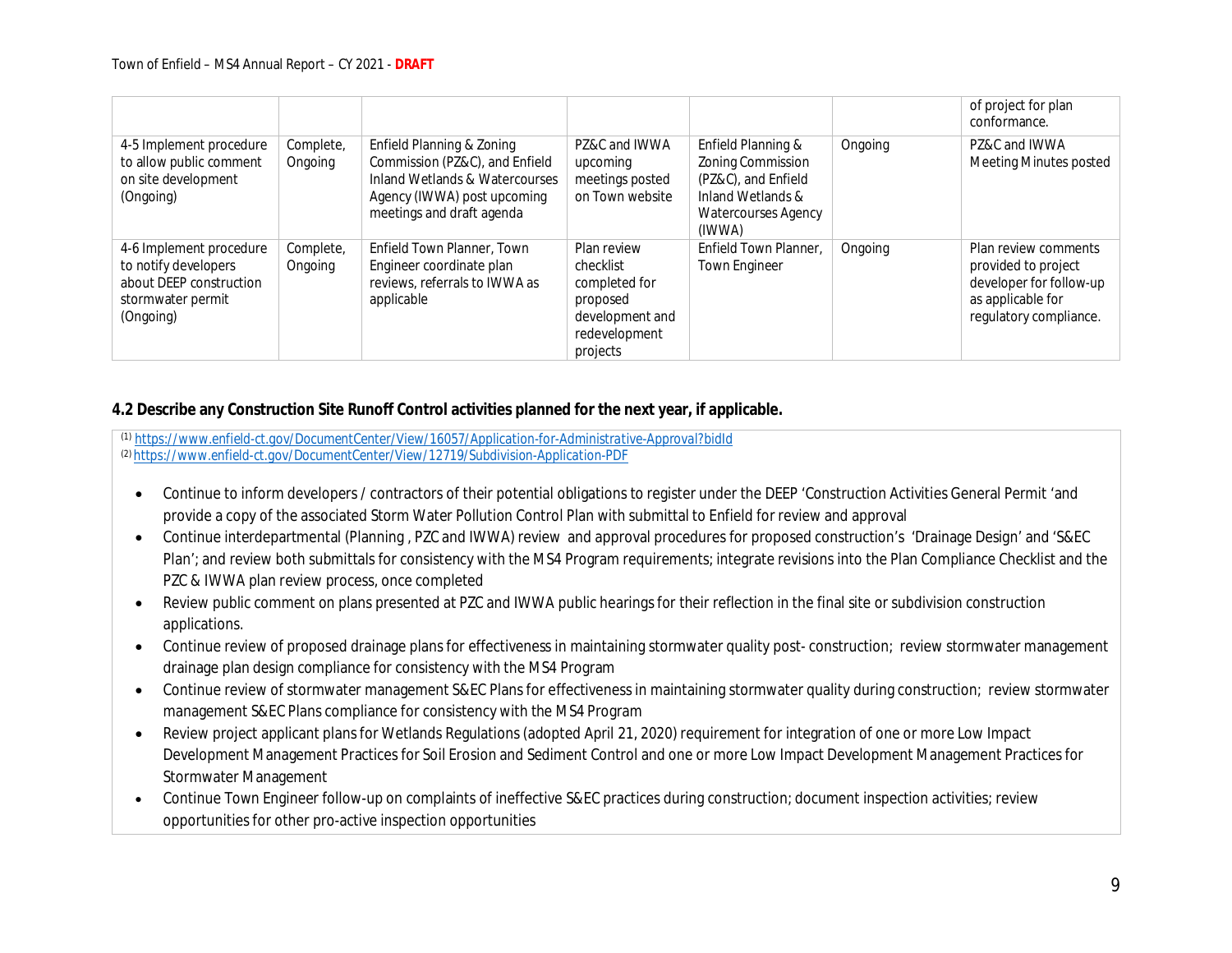| | | | | | | |
|---|---|---|---|---|---|---|
| | | | | | | of project for plan conformance. |
| 4-5 Implement procedure to allow public comment on site development (Ongoing) | Complete, Ongoing | Enfield Planning & Zoning Commission (PZ&C), and Enfield Inland Wetlands & Watercourses Agency (IWWA) post upcoming meetings and draft agenda | PZ&C and IWWA upcoming meetings posted on Town website | Enfield Planning & Zoning Commission (PZ&C), and Enfield Inland Wetlands & Watercourses Agency (IWWA) | Ongoing | PZ&C and IWWA Meeting Minutes posted |
| 4-6 Implement procedure to notify developers about DEEP construction stormwater permit (Ongoing) | Complete, Ongoing | Enfield Town Planner, Town Engineer coordinate plan reviews, referrals to IWWA as applicable | Plan review checklist completed for proposed development and redevelopment projects | Enfield Town Planner, Town Engineer | Ongoing | Plan review comments provided to project developer for follow-up as applicable for regulatory compliance. |

**4.2 Describe any Construction Site Runoff Control activities planned for the next year, if applicable.**

[1] https://www.enfield-ct.gov/DocumentCenter/View/16057/Application-for-Administrative-Approval?bidId
[2] https://www.enfield-ct.gov/DocumentCenter/View/12719/Subdivision-Application-PDF

- Continue to inform developers / contractors of their potential obligations to register under the DEEP 'Construction Activities General Permit 'and provide a copy of the associated Storm Water Pollution Control Plan with submittal to Enfield for review and approval
- Continue interdepartmental (Planning , PZC and IWWA) review and approval procedures for proposed construction's 'Drainage Design' and 'S&EC Plan'; and review both submittals for consistency with the MS4 Program requirements; integrate revisions into the Plan Compliance Checklist and the PZC & IWWA plan review process, once completed
- Review public comment on plans presented at PZC and IWWA public hearings for their reflection in the final site or subdivision construction applications.
- Continue review of proposed drainage plans for effectiveness in maintaining stormwater quality post- construction; review stormwater management drainage plan design compliance for consistency with the MS4 Program
- Continue review of stormwater management S&EC Plans for effectiveness in maintaining stormwater quality during construction; review stormwater management S&EC Plans compliance for consistency with the MS4 Program
- Review project applicant plans for Wetlands Regulations (adopted April 21, 2020) requirement for integration of one or more Low Impact Development Management Practices for Soil Erosion and Sediment Control and one or more Low Impact Development Management Practices for Stormwater Management
- Continue Town Engineer follow-up on complaints of ineffective S&EC practices during construction; document inspection activities; review opportunities for other pro-active inspection opportunities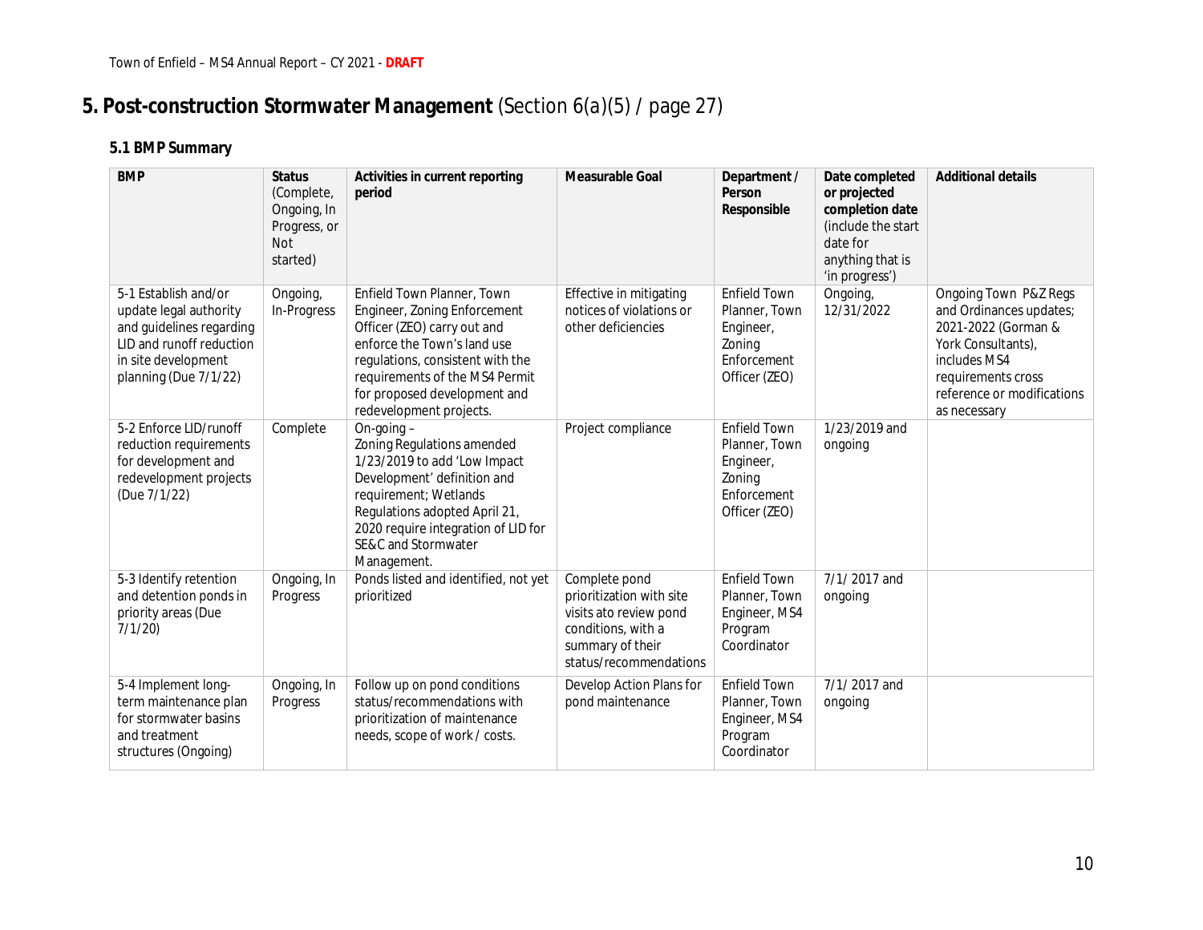# 5. Post-construction Stormwater Management (Section 6(a)(5) / page 27)

## 5.1 BMP Summary

| BMP | Status (Complete, Ongoing, In Progress, or Not started) | Activities in current reporting period | Measurable Goal | Department / Person Responsible | Date completed or projected completion date (include the start date for anything that is 'in progress') | Additional details |
|---|---|---|---|---|---|---|
| 5-1 Establish and/or update legal authority and guidelines regarding LID and runoff reduction in site development planning (Due 7/1/22) | Ongoing, In-Progress | Enfield Town Planner, Town Engineer, Zoning Enforcement Officer (ZEO) carry out and enforce the Town's land use regulations, consistent with the requirements of the MS4 Permit for proposed development and redevelopment projects. | Effective in mitigating notices of violations or other deficiencies | Enfield Town Planner, Town Engineer, Zoning Enforcement Officer (ZEO) | Ongoing, 12/31/2022 | Ongoing Town P&Z Regs and Ordinances updates; 2021-2022 (Gorman & York Consultants), includes MS4 requirements cross reference or modifications as necessary |
| 5-2 Enforce LID/runoff reduction requirements for development and redevelopment projects (Due 7/1/22) | Complete | On-going – Zoning Regulations amended 1/23/2019 to add 'Low Impact Development' definition and requirement; Wetlands Regulations adopted April 21, 2020 require integration of LID for SE&C and Stormwater Management. | Project compliance | Enfield Town Planner, Town Engineer, Zoning Enforcement Officer (ZEO) | 1/23/2019 and ongoing | |
| 5-3 Identify retention and detention ponds in priority areas (Due 7/1/20) | Ongoing, In Progress | Ponds listed and identified, not yet prioritized | Complete pond prioritization with site visits ato review pond conditions, with a summary of their status/recommendations | Enfield Town Planner, Town Engineer, MS4 Program Coordinator | 7/1/ 2017 and ongoing | |
| 5-4 Implement long-term maintenance plan for stormwater basins and treatment structures (Ongoing) | Ongoing, In Progress | Follow up on pond conditions status/recommendations with prioritization of maintenance needs, scope of work / costs. | Develop Action Plans for pond maintenance | Enfield Town Planner, Town Engineer, MS4 Program Coordinator | 7/1/ 2017 and ongoing | |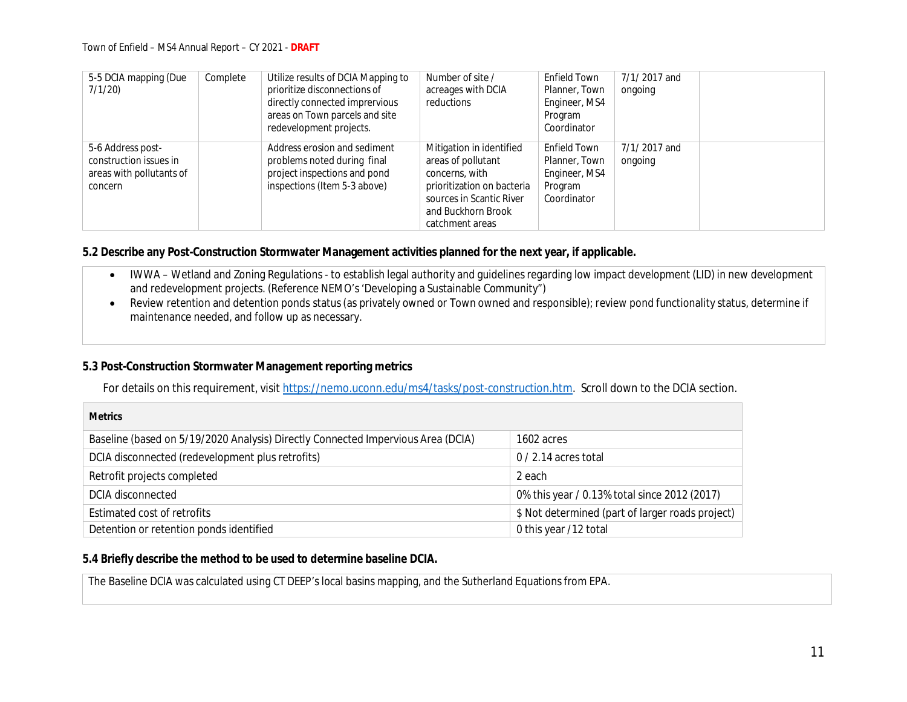| | | | | | | |
|---|---|---|---|---|---|---|
| 5-5 DCIA mapping (Due 7/1/20) | Complete | Utilize results of DCIA Mapping to prioritize disconnections of directly connected imprervious areas on Town parcels and site redevelopment projects. | Number of site / acreages with DCIA reductions | Enfield Town Planner, Town Engineer, MS4 Program Coordinator | 7/1/ 2017 and ongoing | |
| 5-6 Address post-construction issues in areas with pollutants of concern | | Address erosion and sediment problems noted during final project inspections and pond inspections (Item 5-3 above) | Mitigation in identified areas of pollutant concerns, with prioritization on bacteria sources in Scantic River and Buckhorn Brook catchment areas | Enfield Town Planner, Town Engineer, MS4 Program Coordinator | 7/1/ 2017 and ongoing | |

**5.2 Describe any Post-Construction Stormwater Management activities planned for the next year, if applicable.**

- IWWA – Wetland and Zoning Regulations - to establish legal authority and guidelines regarding low impact development (LID) in new development and redevelopment projects. (Reference NEMO's 'Developing a Sustainable Community")
- Review retention and detention ponds status (as privately owned or Town owned and responsible); review pond functionality status, determine if maintenance needed, and follow up as necessary.

**5.3 Post-Construction Stormwater Management reporting metrics**

For details on this requirement, visit https://nemo.uconn.edu/ms4/tasks/post-construction.htm. Scroll down to the DCIA section.

| Metrics | |
|---|---|
| Baseline (based on 5/19/2020 Analysis) Directly Connected Impervious Area (DCIA) | 1602 acres |
| DCIA disconnected (redevelopment plus retrofits) | 0 / 2.14 acres total |
| Retrofit projects completed | 2 each |
| DCIA disconnected | 0% this year / 0.13% total since 2012 (2017) |
| Estimated cost of retrofits | $ Not determined (part of larger roads project) |
| Detention or retention ponds identified | 0 this year / 12 total |

**5.4 Briefly describe the method to be used to determine baseline DCIA.**

The Baseline DCIA was calculated using CT DEEP's local basins mapping, and the Sutherland Equations from EPA.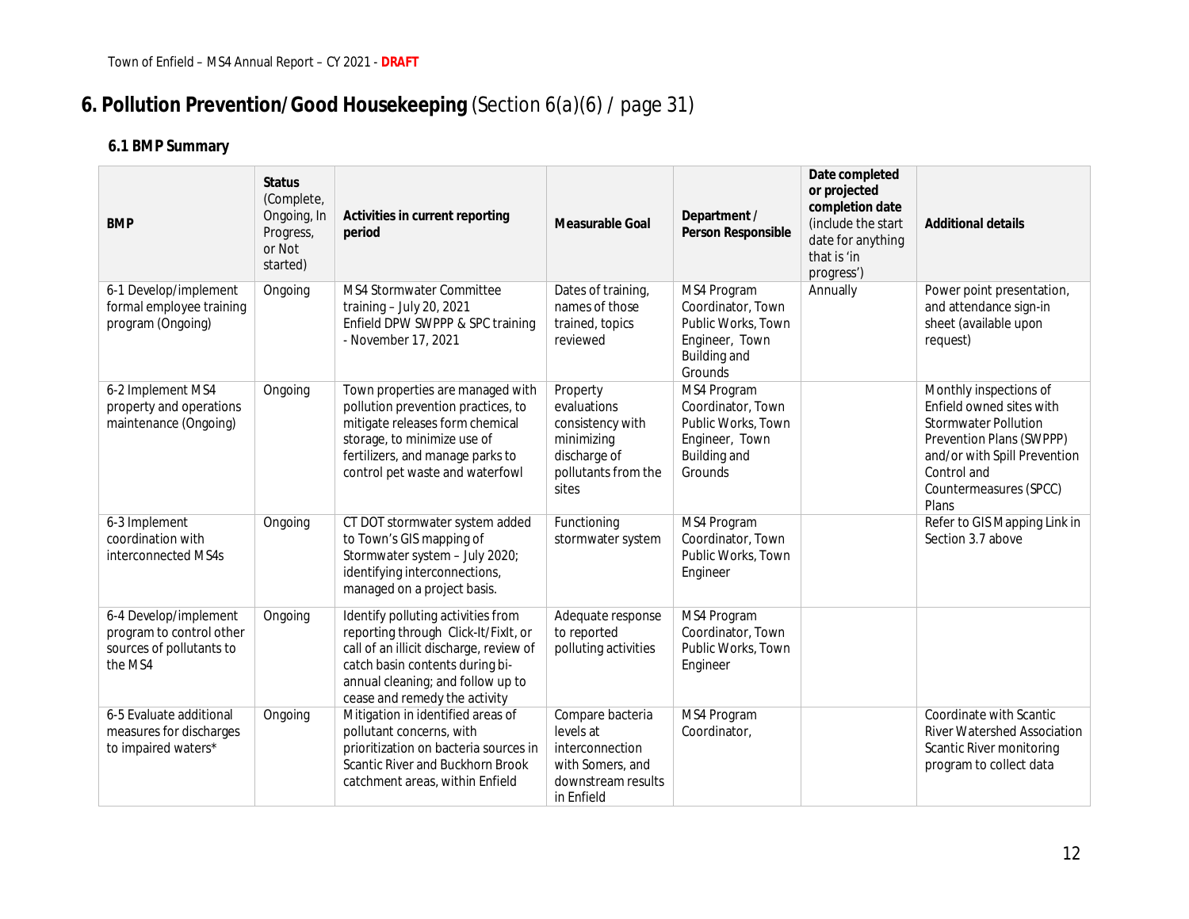# 6. Pollution Prevention/Good Housekeeping (Section 6(a)(6) / page 31)

## 6.1 BMP Summary

| BMP | Status (Complete, Ongoing, In Progress, or Not started) | Activities in current reporting period | Measurable Goal | Department / Person Responsible | Date completed or projected completion date (include the start date for anything that is 'in progress') | Additional details |
|---|---|---|---|---|---|---|
| 6-1 Develop/implement formal employee training program (Ongoing) | Ongoing | MS4 Stormwater Committee training – July 20, 2021<br>Enfield DPW SWPPP & SPC training - November 17, 2021 | Dates of training, names of those trained, topics reviewed | MS4 Program Coordinator, Town Public Works, Town Engineer, Town Building and Grounds | Annually | Power point presentation, and attendance sign-in sheet (available upon request) |
| 6-2 Implement MS4 property and operations maintenance (Ongoing) | Ongoing | Town properties are managed with pollution prevention practices, to mitigate releases form chemical storage, to minimize use of fertilizers, and manage parks to control pet waste and waterfowl | Property evaluations consistency with minimizing discharge of pollutants from the sites | MS4 Program Coordinator, Town Public Works, Town Engineer, Town Building and Grounds | | Monthly inspections of Enfield owned sites with Stormwater Pollution Prevention Plans (SWPPP) and/or with Spill Prevention Control and Countermeasures (SPCC) Plans |
| 6-3 Implement coordination with interconnected MS4s | Ongoing | CT DOT stormwater system added to Town's GIS mapping of Stormwater system – July 2020; identifying interconnections, managed on a project basis. | Functioning stormwater system | MS4 Program Coordinator, Town Public Works, Town Engineer | | Refer to GIS Mapping Link in Section 3.7 above |
| 6-4 Develop/implement program to control other sources of pollutants to the MS4 | Ongoing | Identify polluting activities from reporting through Click-It/FixIt, or call of an illicit discharge, review of catch basin contents during bi-annual cleaning; and follow up to cease and remedy the activity | Adequate response to reported polluting activities | MS4 Program Coordinator, Town Public Works, Town Engineer | | |
| 6-5 Evaluate additional measures for discharges to impaired waters* | Ongoing | Mitigation in identified areas of pollutant concerns, with prioritization on bacteria sources in Scantic River and Buckhorn Brook catchment areas, within Enfield | Compare bacteria levels at interconnection with Somers, and downstream results in Enfield | MS4 Program Coordinator, | | Coordinate with Scantic River Watershed Association Scantic River monitoring program to collect data |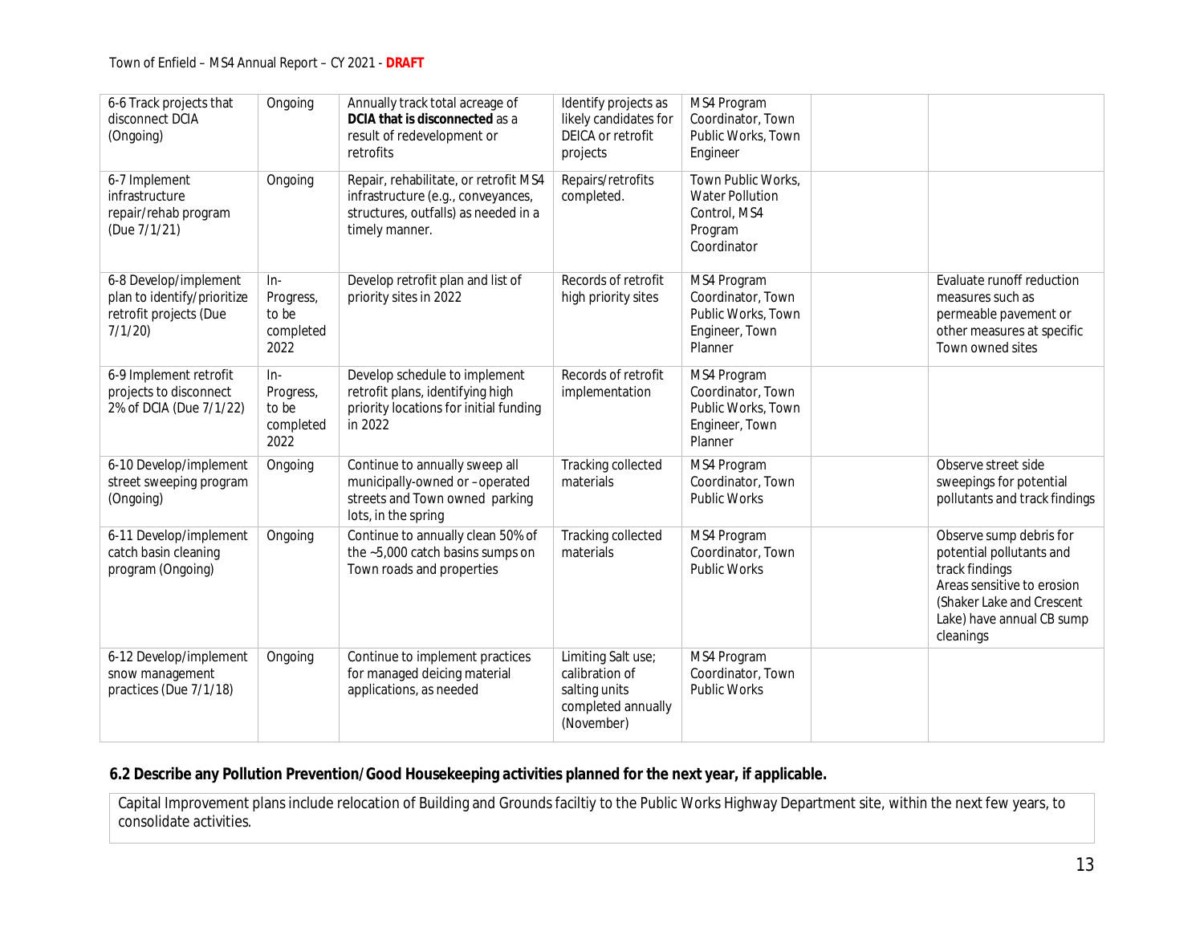| | | | | | | |
|---|---|---|---|---|---|---|
| 6-6 Track projects that disconnect DCIA (Ongoing) | Ongoing | Annually track total acreage of **DCIA that is disconnected** as a result of redevelopment or retrofits | Identify projects as likely candidates for DEICA or retrofit projects | MS4 Program Coordinator, Town Public Works, Town Engineer | | |
| 6-7 Implement infrastructure repair/rehab program (Due 7/1/21) | Ongoing | Repair, rehabilitate, or retrofit MS4 infrastructure (e.g., conveyances, structures, outfalls) as needed in a timely manner. | Repairs/retrofits completed. | Town Public Works, Water Pollution Control, MS4 Program Coordinator | | |
| 6-8 Develop/implement plan to identify/prioritize retrofit projects (Due 7/1/20) | In-Progress, to be completed 2022 | Develop retrofit plan and list of priority sites in 2022 | Records of retrofit high priority sites | MS4 Program Coordinator, Town Public Works, Town Engineer, Town Planner | | Evaluate runoff reduction measures such as permeable pavement or other measures at specific Town owned sites |
| 6-9 Implement retrofit projects to disconnect 2% of DCIA (Due 7/1/22) | In-Progress, to be completed 2022 | Develop schedule to implement retrofit plans, identifying high priority locations for initial funding in 2022 | Records of retrofit implementation | MS4 Program Coordinator, Town Public Works, Town Engineer, Town Planner | | |
| 6-10 Develop/implement street sweeping program (Ongoing) | Ongoing | Continue to annually sweep all municipally-owned or –operated streets and Town owned parking lots, in the spring | Tracking collected materials | MS4 Program Coordinator, Town Public Works | | Observe street side sweepings for potential pollutants and track findings |
| 6-11 Develop/implement catch basin cleaning program (Ongoing) | Ongoing | Continue to annually clean 50% of the ~5,000 catch basins sumps on Town roads and properties | Tracking collected materials | MS4 Program Coordinator, Town Public Works | | Observe sump debris for potential pollutants and track findings<br>Areas sensitive to erosion (Shaker Lake and Crescent Lake) have annual CB sump cleanings |
| 6-12 Develop/implement snow management practices (Due 7/1/18) | Ongoing | Continue to implement practices for managed deicing material applications, as needed | Limiting Salt use; calibration of salting units completed annually (November) | MS4 Program Coordinator, Town Public Works | | |

**6.2 Describe any Pollution Prevention/Good Housekeeping activities planned for the next year, if applicable.**

Capital Improvement plans include relocation of Building and Grounds faciltiy to the Public Works Highway Department site, within the next few years, to consolidate activities.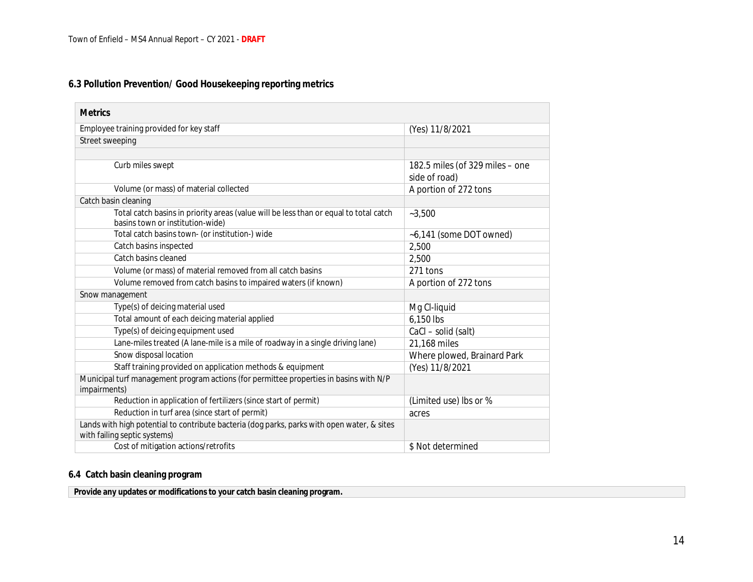### 6.3 Pollution Prevention/ Good Housekeeping reporting metrics

| Metrics | |
|---|---|
| Employee training provided for key staff | (Yes) 11/8/2021 |
| Street sweeping | |
| | |
| Curb miles swept | 182.5 miles (of 329 miles – one side of road) |
| Volume (or mass) of material collected | A portion of 272 tons |
| Catch basin cleaning | |
| Total catch basins in priority areas (value will be less than or equal to total catch basins town or institution-wide) | ~3,500 |
| Total catch basins town- (or institution-) wide | ~6,141 (some DOT owned) |
| Catch basins inspected | 2,500 |
| Catch basins cleaned | 2,500 |
| Volume (or mass) of material removed from all catch basins | 271 tons |
| Volume removed from catch basins to impaired waters (if known) | A portion of 272 tons |
| Snow management | |
| Type(s) of deicing material used | Mg Cl-liquid |
| Total amount of each deicing material applied | 6,150 lbs |
| Type(s) of deicing equipment used | CaCl – solid (salt) |
| Lane-miles treated (A lane-mile is a mile of roadway in a single driving lane) | 21,168 miles |
| Snow disposal location | Where plowed, Brainard Park |
| Staff training provided on application methods & equipment | (Yes) 11/8/2021 |
| Municipal turf management program actions (for permittee properties in basins with N/P impairments) | |
| Reduction in application of fertilizers (since start of permit) | (Limited use) lbs or % |
| Reduction in turf area (since start of permit) | acres |
| Lands with high potential to contribute bacteria (dog parks, parks with open water, & sites with failing septic systems) | |
| Cost of mitigation actions/retrofits | $ Not determined |

### 6.4 Catch basin cleaning program

| Provide any updates or modifications to your catch basin cleaning program. |
|---|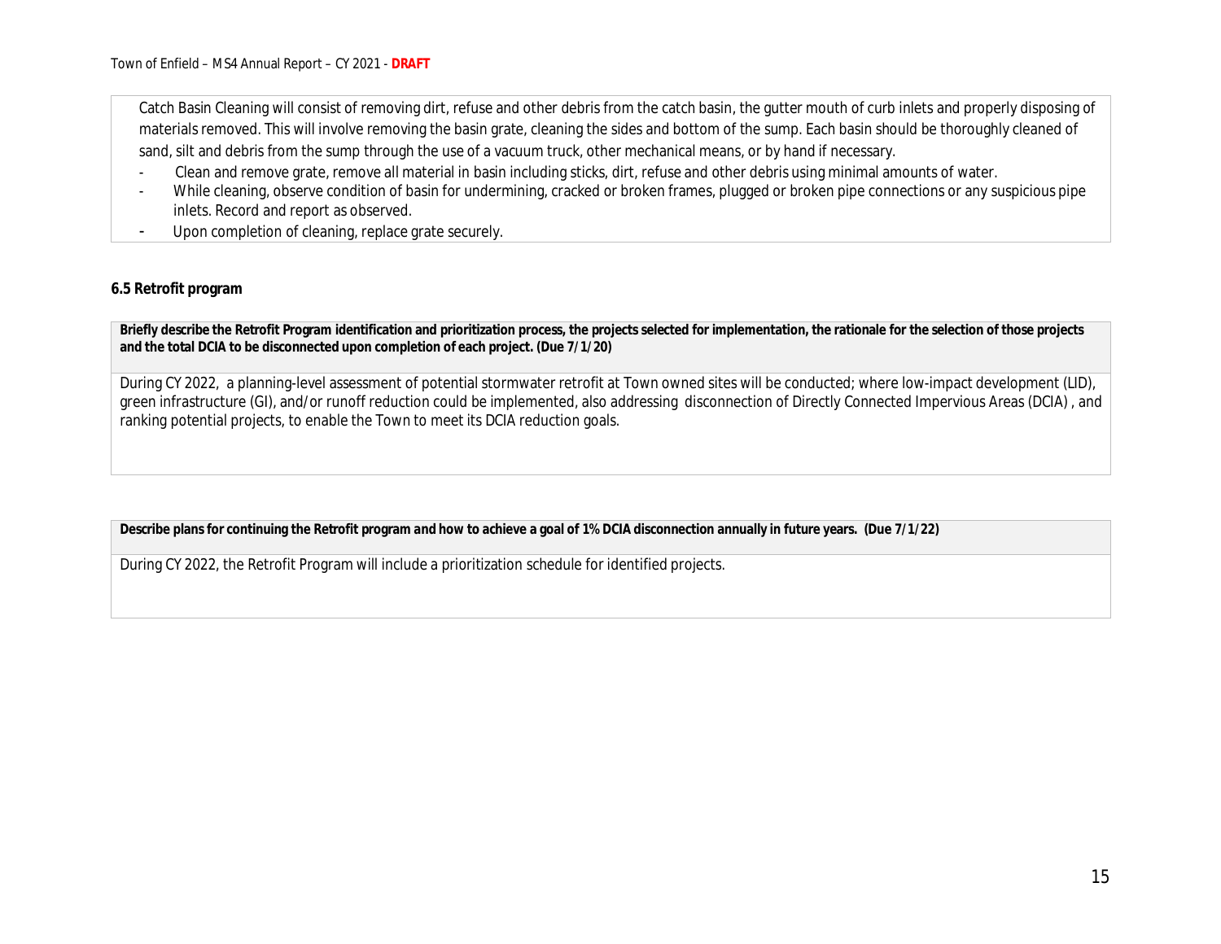Catch Basin Cleaning will consist of removing dirt, refuse and other debris from the catch basin, the gutter mouth of curb inlets and properly disposing of materials removed. This will involve removing the basin grate, cleaning the sides and bottom of the sump. Each basin should be thoroughly cleaned of sand, silt and debris from the sump through the use of a vacuum truck, other mechanical means, or by hand if necessary.

- Clean and remove grate, remove all material in basin including sticks, dirt, refuse and other debris using minimal amounts of water.
- While cleaning, observe condition of basin for undermining, cracked or broken frames, plugged or broken pipe connections or any suspicious pipe inlets. Record and report as observed.
- Upon completion of cleaning, replace grate securely.

### 6.5 Retrofit program

| **Briefly describe the Retrofit Program identification and prioritization process, the projects selected for implementation, the rationale for the selection of those projects and the total DCIA to be disconnected upon completion of each project. (Due 7/1/20)** |
| --- |
| During CY 2022, a planning-level assessment of potential stormwater retrofit at Town owned sites will be conducted; where low-impact development (LID), green infrastructure (GI), and/or runoff reduction could be implemented, also addressing disconnection of Directly Connected Impervious Areas (DCIA) , and ranking potential projects, to enable the Town to meet its DCIA reduction goals. |

| **Describe plans for continuing the Retrofit program and how to achieve a goal of 1% DCIA disconnection annually in future years. (Due 7/1/22)** |
| --- |
| During CY 2022, the Retrofit Program will include a prioritization schedule for identified projects. |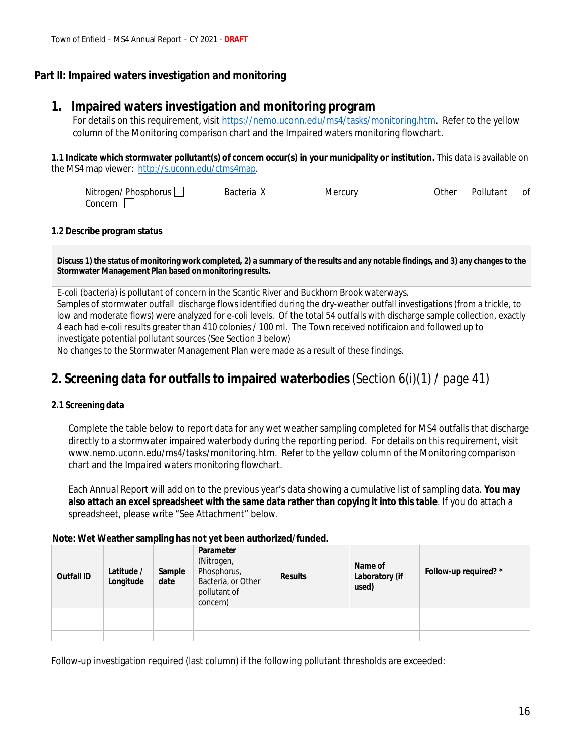## Part II: Impaired waters investigation and monitoring

### 1. Impaired waters investigation and monitoring program

For details on this requirement, visit https://nemo.uconn.edu/ms4/tasks/monitoring.htm. Refer to the yellow column of the Monitoring comparison chart and the Impaired waters monitoring flowchart.

**1.1 Indicate which stormwater pollutant(s) of concern occur(s) in your municipality or institution.** This data is available on the MS4 map viewer: http://s.uconn.edu/ctms4map.

Nitrogen/ Phosphorus ☐ Bacteria X Mercury Other Pollutant of Concern ☐

**1.2 Describe program status**

| **Discuss 1) the status of monitoring work completed, 2) a summary of the results and any notable findings, and 3) any changes to the Stormwater Management Plan based on monitoring results.** |
|---|
| E-coli (bacteria) is pollutant of concern in the Scantic River and Buckhorn Brook waterways.<br>Samples of stormwater outfall discharge flows identified during the dry-weather outfall investigations (from a trickle, to low and moderate flows) were analyzed for e-coli levels. Of the total 54 outfalls with discharge sample collection, exactly 4 each had e-coli results greater than 410 colonies / 100 ml. The Town received notificaion and followed up to investigate potential pollutant sources (See Section 3 below)<br>No changes to the Stormwater Management Plan were made as a result of these findings. |

### 2. Screening data for outfalls to impaired waterbodies (Section 6(i)(1) / page 41)

**2.1 Screening data**

Complete the table below to report data for any wet weather sampling completed for MS4 outfalls that discharge directly to a stormwater impaired waterbody during the reporting period. For details on this requirement, visit www.nemo.uconn.edu/ms4/tasks/monitoring.htm. Refer to the yellow column of the Monitoring comparison chart and the Impaired waters monitoring flowchart.

Each Annual Report will add on to the previous year's data showing a cumulative list of sampling data. **You may also attach an excel spreadsheet with the same data rather than copying it into this table**. If you do attach a spreadsheet, please write "See Attachment" below.

**Note: Wet Weather sampling has not yet been authorized/funded.**

| Outfall ID | Latitude / Longitude | Sample date | Parameter (Nitrogen, Phosphorus, Bacteria, or Other pollutant of concern) | Results | Name of Laboratory (if used) | Follow-up required? * |
|---|---|---|---|---|---|---|
| | | | | | | |
| | | | | | | |
| | | | | | | |

Follow-up investigation required (last column) if the following pollutant thresholds are exceeded: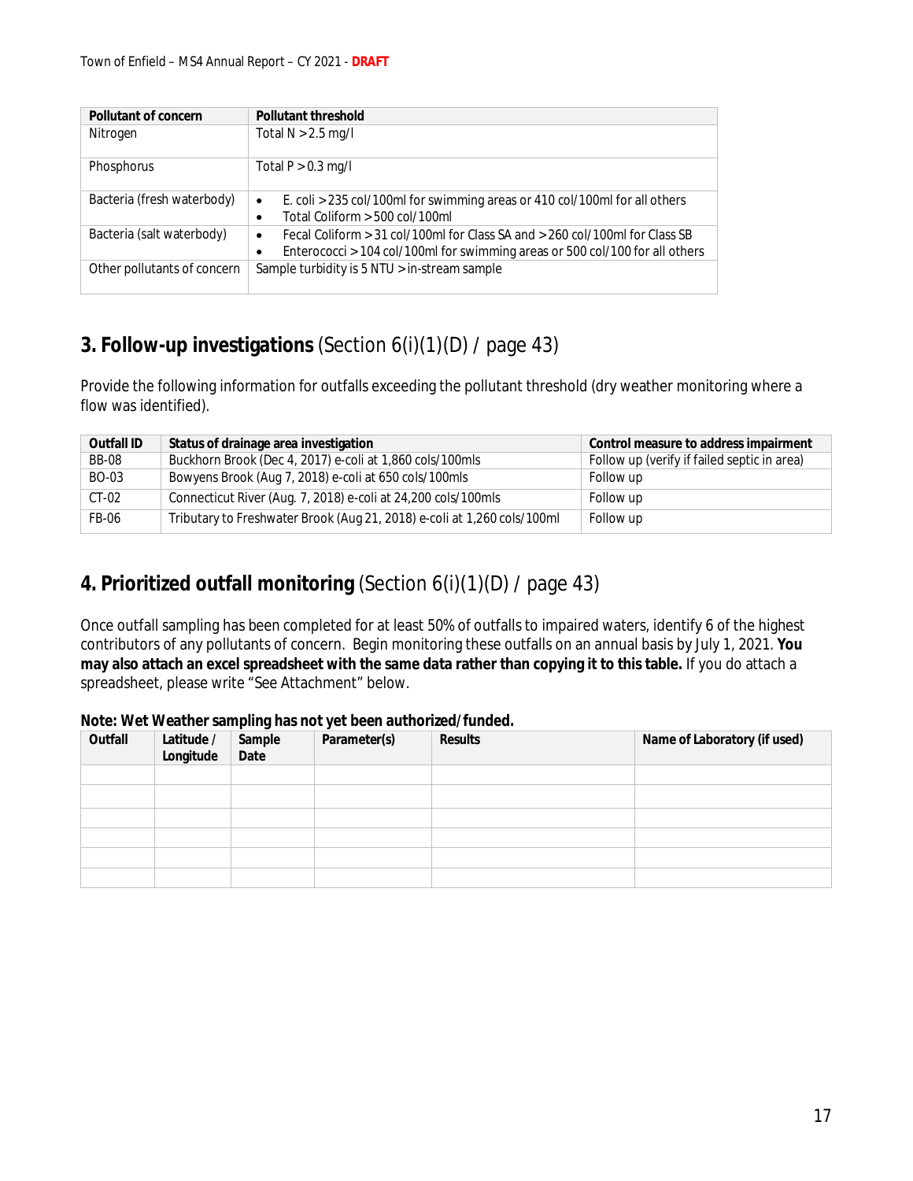| Pollutant of concern | Pollutant threshold |
| --- | --- |
| Nitrogen | Total N > 2.5 mg/l |
| Phosphorus | Total P > 0.3 mg/l |
| Bacteria (fresh waterbody) | • E. coli > 235 col/100ml for swimming areas or 410 col/100ml for all others<br>• Total Coliform > 500 col/100ml |
| Bacteria (salt waterbody) | • Fecal Coliform > 31 col/100ml for Class SA and > 260 col/100ml for Class SB<br>• Enterococci > 104 col/100ml for swimming areas or 500 col/100 for all others |
| Other pollutants of concern | Sample turbidity is 5 NTU > in-stream sample |

## 3. **Follow-up investigations** (Section 6(i)(1)(D) / page 43)

Provide the following information for outfalls exceeding the pollutant threshold (dry weather monitoring where a flow was identified).

| Outfall ID | Status of drainage area investigation | Control measure to address impairment |
| --- | --- | --- |
| BB-08 | Buckhorn Brook (Dec 4, 2017) e-coli at 1,860 cols/100mls | Follow up (verify if failed septic in area) |
| BO-03 | Bowyens Brook (Aug 7, 2018) e-coli at 650 cols/100mls | Follow up |
| CT-02 | Connecticut River (Aug. 7, 2018) e-coli at 24,200 cols/100mls | Follow up |
| FB-06 | Tributary to Freshwater Brook (Aug 21, 2018) e-coli at 1,260 cols/100ml | Follow up |

## 4. **Prioritized outfall monitoring** (Section 6(i)(1)(D) / page 43)

Once outfall sampling has been completed for at least 50% of outfalls to impaired waters, identify 6 of the highest contributors of any pollutants of concern. Begin monitoring these outfalls on an annual basis by July 1, 2021. **You may also attach an excel spreadsheet with the same data rather than copying it to this table.** If you do attach a spreadsheet, please write "See Attachment" below.

**Note: Wet Weather sampling has not yet been authorized/funded.**

| Outfall | Latitude / Longitude | Sample Date | Parameter(s) | Results | Name of Laboratory (if used) |
| --- | --- | --- | --- | --- | --- |
| | | | | | |
| | | | | | |
| | | | | | |
| | | | | | |
| | | | | | |
| | | | | | |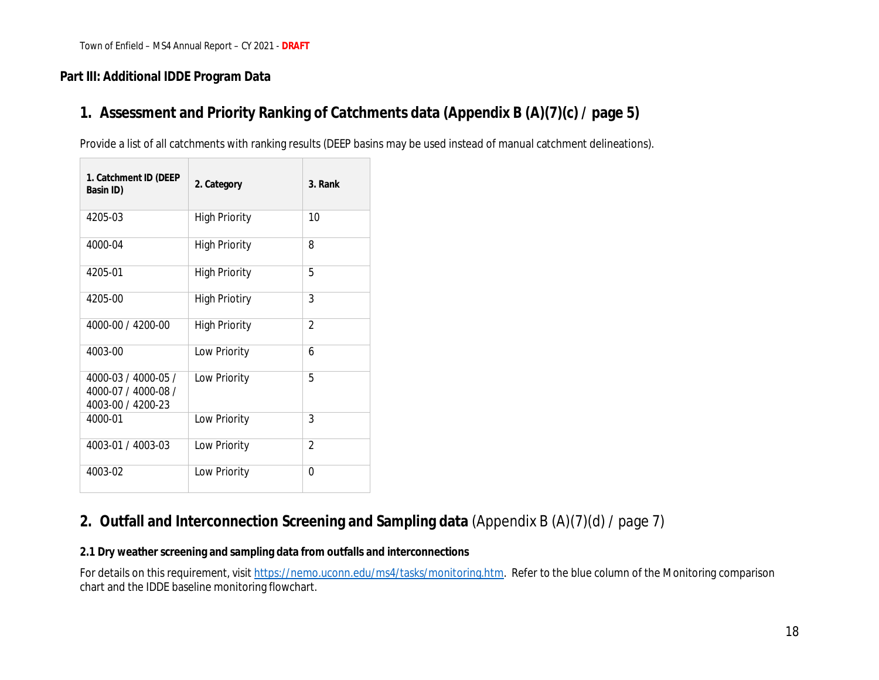## Part III: Additional IDDE Program Data

### 1. Assessment and Priority Ranking of Catchments data (Appendix B (A)(7)(c) / page 5)

Provide a list of all catchments with ranking results (DEEP basins may be used instead of manual catchment delineations).

| 1. Catchment ID (DEEP Basin ID) | 2. Category | 3. Rank |
|---|---|---|
| 4205-03 | High Priority | 10 |
| 4000-04 | High Priority | 8 |
| 4205-01 | High Priority | 5 |
| 4205-00 | High Priotiry | 3 |
| 4000-00 / 4200-00 | High Priority | 2 |
| 4003-00 | Low Priority | 6 |
| 4000-03 / 4000-05 / 4000-07 / 4000-08 / 4003-00 / 4200-23 | Low Priority | 5 |
| 4000-01 | Low Priority | 3 |
| 4003-01 / 4003-03 | Low Priority | 2 |
| 4003-02 | Low Priority | 0 |

### 2. Outfall and Interconnection Screening and Sampling data (Appendix B (A)(7)(d) / page 7)

**2.1 Dry weather screening and sampling data from outfalls and interconnections**

For details on this requirement, visit [https://nemo.uconn.edu/ms4/tasks/monitoring.htm](https://nemo.uconn.edu/ms4/tasks/monitoring.htm). Refer to the blue column of the Monitoring comparison chart and the IDDE baseline monitoring flowchart.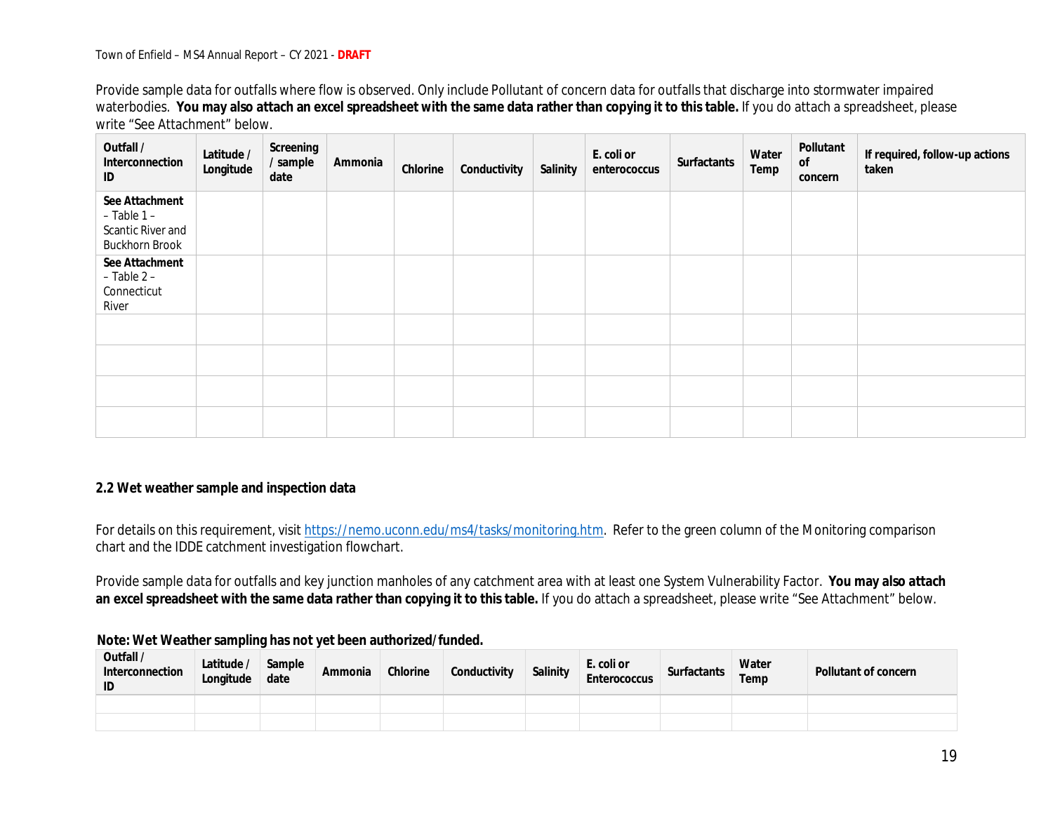Provide sample data for outfalls where flow is observed. Only include Pollutant of concern data for outfalls that discharge into stormwater impaired waterbodies. **You may also attach an excel spreadsheet with the same data rather than copying it to this table.** If you do attach a spreadsheet, please write "See Attachment" below.

| Outfall / Interconnection ID | Latitude / Longitude | Screening / sample date | Ammonia | Chlorine | Conductivity | Salinity | E. coli or enterococcus | Surfactants | Water Temp | Pollutant of concern | If required, follow-up actions taken |
|---|---|---|---|---|---|---|---|---|---|---|---|
| **See Attachment** – Table 1 – Scantic River and Buckhorn Brook | | | | | | | | | | | |
| **See Attachment** – Table 2 – Connecticut River | | | | | | | | | | | |
| | | | | | | | | | | | |
| | | | | | | | | | | | |
| | | | | | | | | | | | |
| | | | | | | | | | | | |

**2.2 Wet weather sample and inspection data**

For details on this requirement, visit https://nemo.uconn.edu/ms4/tasks/monitoring.htm. Refer to the green column of the Monitoring comparison chart and the IDDE catchment investigation flowchart.

Provide sample data for outfalls and key junction manholes of any catchment area with at least one System Vulnerability Factor. **You may also attach an excel spreadsheet with the same data rather than copying it to this table.** If you do attach a spreadsheet, please write "See Attachment" below.

**Note: Wet Weather sampling has not yet been authorized/funded.**

| Outfall / Interconnection ID | Latitude / Longitude | Sample date | Ammonia | Chlorine | Conductivity | Salinity | E. coli or Enterococcus | Surfactants | Water Temp | Pollutant of concern |
|---|---|---|---|---|---|---|---|---|---|---|
| | | | | | | | | | | |
| | | | | | | | | | | |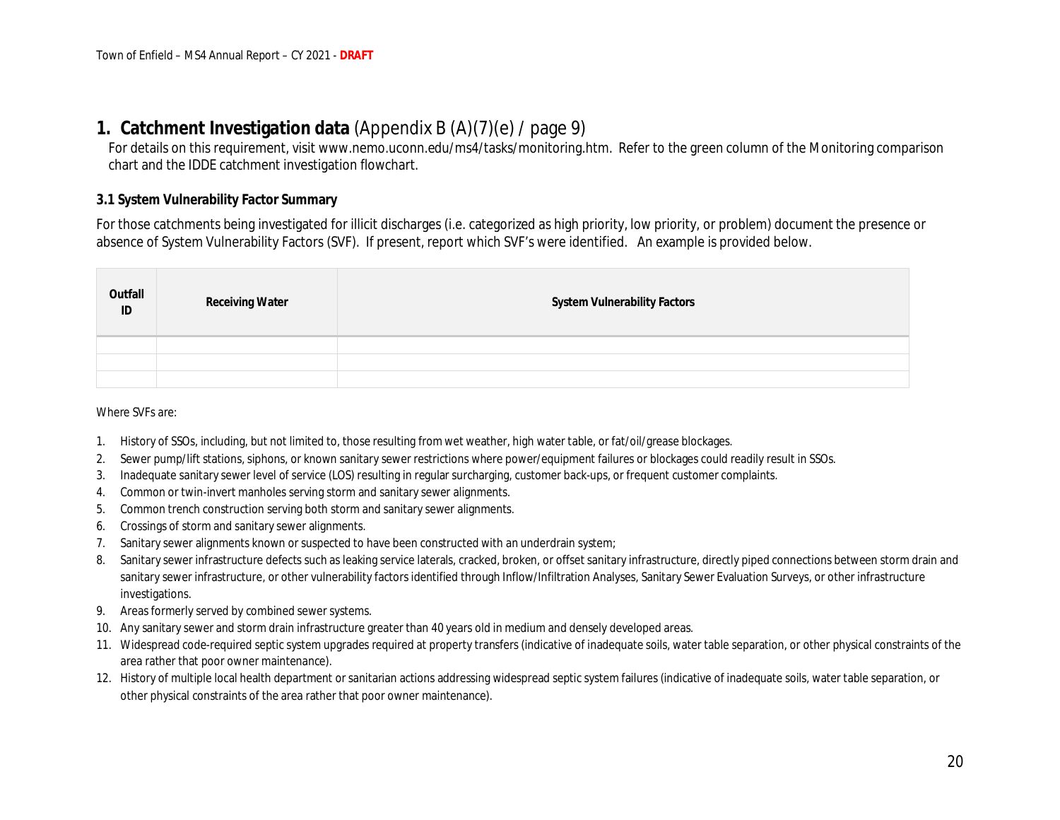# 1. **Catchment Investigation data** (Appendix B (A)(7)(e) / page 9)

For details on this requirement, visit www.nemo.uconn.edu/ms4/tasks/monitoring.htm. Refer to the green column of the Monitoring comparison chart and the IDDE catchment investigation flowchart.

### 3.1 System Vulnerability Factor Summary

For those catchments being investigated for illicit discharges (i.e. categorized as high priority, low priority, or problem) document the presence or absence of System Vulnerability Factors (SVF). If present, report which SVF's were identified. An example is provided below.

| Outfall ID | Receiving Water | System Vulnerability Factors |
|---|---|---|
| | | |
| | | |
| | | |

Where SVFs are:

1. History of SSOs, including, but not limited to, those resulting from wet weather, high water table, or fat/oil/grease blockages.
2. Sewer pump/lift stations, siphons, or known sanitary sewer restrictions where power/equipment failures or blockages could readily result in SSOs.
3. Inadequate sanitary sewer level of service (LOS) resulting in regular surcharging, customer back-ups, or frequent customer complaints.
4. Common or twin-invert manholes serving storm and sanitary sewer alignments.
5. Common trench construction serving both storm and sanitary sewer alignments.
6. Crossings of storm and sanitary sewer alignments.
7. Sanitary sewer alignments known or suspected to have been constructed with an underdrain system;
8. Sanitary sewer infrastructure defects such as leaking service laterals, cracked, broken, or offset sanitary infrastructure, directly piped connections between storm drain and sanitary sewer infrastructure, or other vulnerability factors identified through Inflow/Infiltration Analyses, Sanitary Sewer Evaluation Surveys, or other infrastructure investigations.
9. Areas formerly served by combined sewer systems.
10. Any sanitary sewer and storm drain infrastructure greater than 40 years old in medium and densely developed areas.
11. Widespread code-required septic system upgrades required at property transfers (indicative of inadequate soils, water table separation, or other physical constraints of the area rather that poor owner maintenance).
12. History of multiple local health department or sanitarian actions addressing widespread septic system failures (indicative of inadequate soils, water table separation, or other physical constraints of the area rather that poor owner maintenance).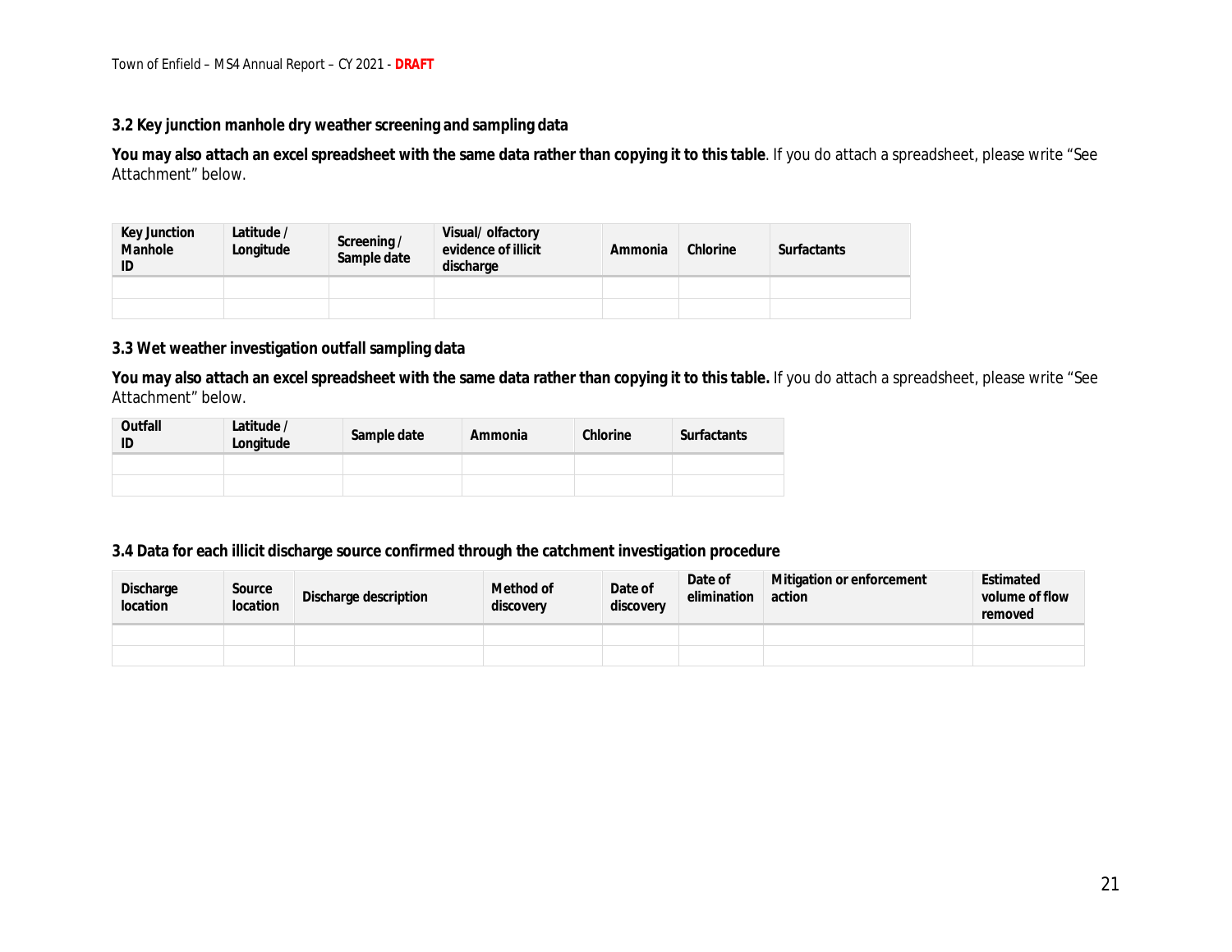### 3.2 Key junction manhole dry weather screening and sampling data

**You may also attach an excel spreadsheet with the same data rather than copying it to this table**. If you do attach a spreadsheet, please write "See Attachment" below.

| Key Junction Manhole ID | Latitude / Longitude | Screening / Sample date | Visual/ olfactory evidence of illicit discharge | Ammonia | Chlorine | Surfactants |
|---|---|---|---|---|---|---|
| | | | | | | |
| | | | | | | |

### 3.3 Wet weather investigation outfall sampling data

**You may also attach an excel spreadsheet with the same data rather than copying it to this table.** If you do attach a spreadsheet, please write "See Attachment" below.

| Outfall ID | Latitude / Longitude | Sample date | Ammonia | Chlorine | Surfactants |
|---|---|---|---|---|---|
| | | | | | |
| | | | | | |

### 3.4 Data for each illicit discharge source confirmed through the catchment investigation procedure

| Discharge location | Source location | Discharge description | Method of discovery | Date of discovery | Date of elimination | Mitigation or enforcement action | Estimated volume of flow removed |
|---|---|---|---|---|---|---|---|
| | | | | | | | |
| | | | | | | | |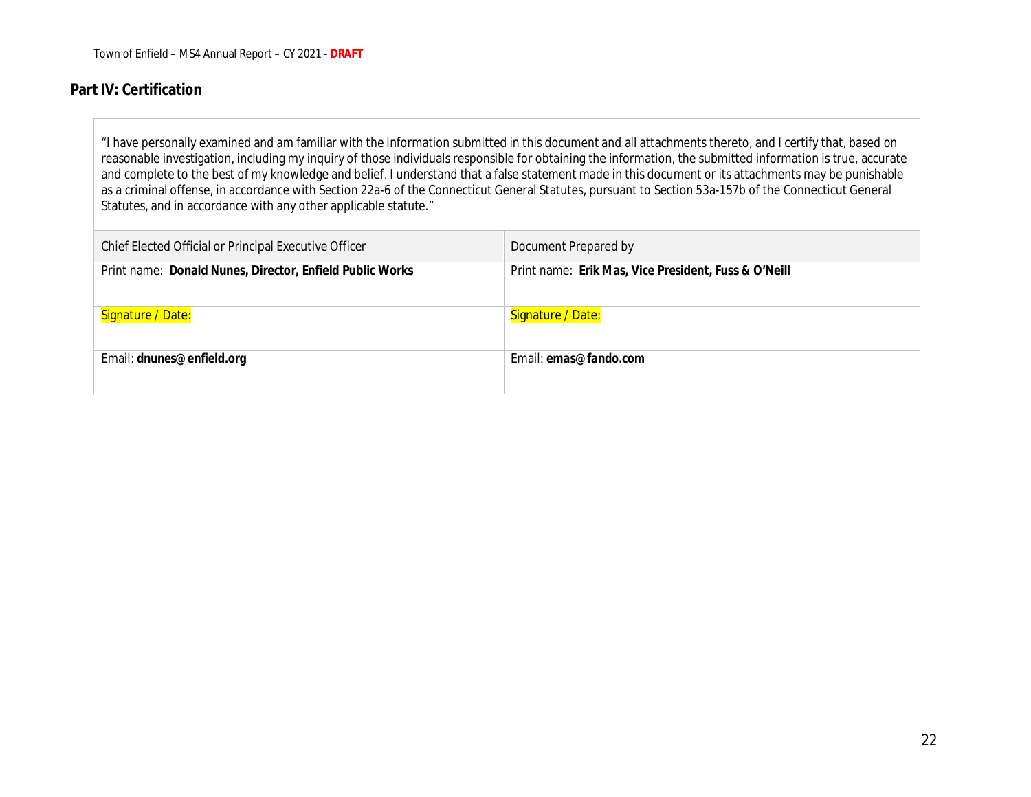## Part IV: Certification

“I have personally examined and am familiar with the information submitted in this document and all attachments thereto, and I certify that, based on reasonable investigation, including my inquiry of those individuals responsible for obtaining the information, the submitted information is true, accurate and complete to the best of my knowledge and belief. I understand that a false statement made in this document or its attachments may be punishable as a criminal offense, in accordance with Section 22a-6 of the Connecticut General Statutes, pursuant to Section 53a-157b of the Connecticut General Statutes, and in accordance with any other applicable statute.”

| Chief Elected Official or Principal Executive Officer | Document Prepared by |
|---|---|
| Print name: **Donald Nunes, Director, Enfield Public Works** | Print name: **Erik Mas, Vice President, Fuss & O’Neill** |
| Signature / Date: | Signature / Date: |
| Email: **dnunes@enfield.org** | Email: **emas@fando.com** |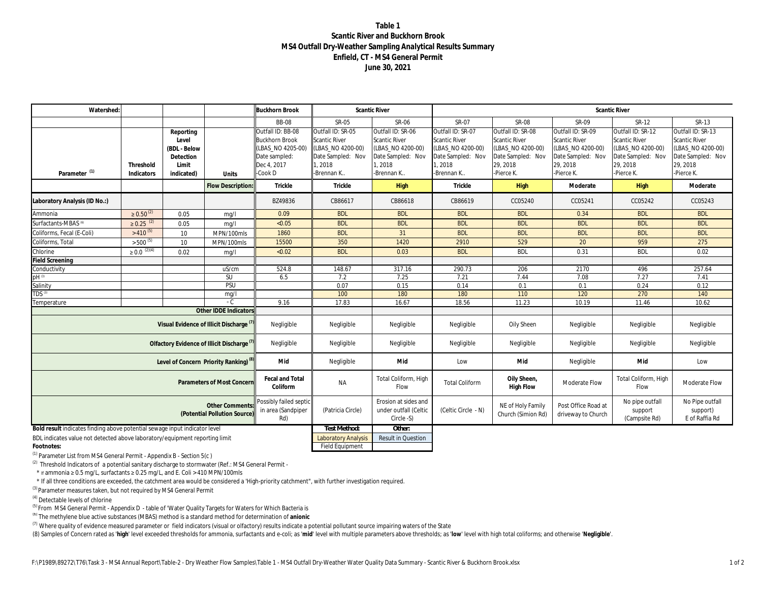# Table 1
## Scantic River and Buckhorn Brook
## MS4 Outfall Dry-Weather Sampling Analytical Results Summary
## Enfield, CT - MS4 General Permit
## June 30, 2021

| Watershed: | | | | Buckhorn Brook | Scantic River | | Scantic River | | | | |
|---|---|---|---|---|---|---|---|---|---|---|---|
| | | | | BB-08 | SR-05 | SR-06 | SR-07 | SR-08 | SR-09 | SR-12 | SR-13 |
| Parameter [(1)] | Threshold Indicators | Reporting Level (BDL - Below Detection Limit indicated) | Units | Outfall ID: BB-08 Buckhorn Brook (LBAS_NO 4205-00) Date sampled: Dec 4, 2017 -Cook D | Outfall ID: SR-05 Scantic River (LBAS_NO 4200-00) Date Sampled: Nov 1, 2018 -Brennan K.. | Outfall ID: SR-06 Scantic River (LBAS_NO 4200-00) Date Sampled: Nov 1, 2018 -Brennan K.. | Outfall ID: SR-07 Scantic River (LBAS_NO 4200-00) Date Sampled: Nov 1, 2018 -Brennan K.. | Outfall ID: SR-08 Scantic River (LBAS_NO 4200-00) Date Sampled: Nov 29, 2018 -Pierce K. | Outfall ID: SR-09 Scantic River (LBAS_NO 4200-00) Date Sampled: Nov 29, 2018 -Pierce K. | Outfall ID: SR-12 Scantic River (LBAS_NO 4200-00) Date Sampled: Nov 29, 2018 -Pierce K. | Outfall ID: SR-13 Scantic River (LBAS_NO 4200-00) Date Sampled: Nov 29, 2018 -Pierce K. |
| | | | Flow Description: | Trickle | Trickle | High | Trickle | High | Moderate | High | Moderate |
| Laboratory Analysis (ID No.:) | | | | BZ49836 | CB86617 | CB86618 | CB86619 | CC05240 | CC05241 | CC05242 | CC05243 |
| Ammonia | ≥ 0.50 [(2)] | 0.05 | mg/l | 0.09 | BDL | BDL | BDL | BDL | 0.34 | BDL | BDL |
| Surfactants-MBAS [(6)] | ≥ 0.25 [(2)] | 0.05 | mg/l | <0.05 | BDL | BDL | BDL | BDL | BDL | BDL | BDL |
| Coliforms, Fecal (E-Coli) | >410 [(5)] | 10 | MPN/100mls | 1860 | BDL | 31 | BDL | BDL | BDL | BDL | BDL |
| Coliforms, Total | >500 [(5)] | 10 | MPN/100mls | 15500 | 350 | 1420 | 2910 | 529 | 20 | 959 | 275 |
| Chlorine | ≥ 0.0 [(2)(4)] | 0.02 | mg/l | <0.02 | BDL | 0.03 | BDL | BDL | 0.31 | BDL | 0.02 |
| **Field Screening** | | | | | | | | | | | |
| Conductivity | | | uS/cm | 524.8 | 148.67 | 317.16 | 290.73 | 206 | 2170 | 496 | 257.64 |
| pH [(3)] | | | SU | 6.5 | 7.2 | 7.25 | 7.21 | 7.44 | 7.08 | 7.27 | 7.41 |
| Salinity | | | PSU | | 0.07 | 0.15 | 0.14 | 0.1 | 0.1 | 0.24 | 0.12 |
| TDS [(3)] | | | mg/l | | 100 | 180 | 180 | 110 | 120 | 270 | 140 |
| Temperature | | | ° C | 9.16 | 17.83 | 16.67 | 18.56 | 11.23 | 10.19 | 11.46 | 10.62 |
| | | | **Other IDDE Indicators** | | | | | | | | |
| **Visual Evidence of Illicit Discharge [(7)]** | | | | Negligible | Negligible | Negligible | Negligible | Oily Sheen | Negligible | Negligible | Negligible |
| **Olfactory Evidence of Illicit Discharge [(7)]** | | | | Negligible | Negligible | Negligible | Negligible | Negligible | Negligible | Negligible | Negligible |
| **Level of Concern Priority Ranking) [(8)]** | | | | **Mid** | Negligible | **Mid** | Low | **Mid** | Negligible | **Mid** | Low |
| **Parameters of Most Concern** | | | | **Fecal and Total Coliform** | NA | Total Coliform, High Flow | Total Coliform | **Oily Sheen, High Flow** | Moderate Flow | Total Coliform, High Flow | Moderate Flow |
| **Other Comments: (Potential Pollution Source)** | | | | Possibly failed septic in area (Sandpiper Rd) | (Patricia Circle) | Erosion at sides and under outfall (Celtic Circle -S) | (Celtic Circle - N) | NE of Holy Family Church (Simion Rd) | Post Office Road at driveway to Church | No pipe outfall support (Campsite Rd) | No Pipe outfall support) E of Raffia Rd |

**Bold result** indicates finding above potential sewage input indicator level

BDL indicates value not detected above laboratory/equipment reporting limit

| Test Method: | Other: |
|---|---|
| Laboratory Analysis | Result in Question |
| Field Equipment | |

**Footnotes:**

[(1)] Parameter List from MS4 General Permit - Appendix B - Section 5(c )

[(2)] Threshold Indicators of a potential sanitary discharge to stormwater (Ref.: MS4 General Permit -

\* If ammonia ≥ 0.5 mg/L, surfactants ≥ 0.25 mg/L, and E. Coli >410 MPN/100mls

\* If all three conditions are exceeded, the catchment area would be considered a 'High-priority catchment", with further investigation required.

[(3)] Parameter measures taken, but not required by MS4 General Permit

[(4)] Detectable levels of chlorine

[(5)] From MS4 General Permit - Appendix D - table of 'Water Quality Targets for Waters for Which Bacteria is

[(6)] The methylene blue active substances (MBAS) method is a standard method for determination of **anionic**

[(7)] Where quality of evidence measured parameter or field indicators (visual or olfactory) results indicate a potential pollutant source impairing waters of the State

(8) Samples of Concern rated as '**high**' level exceeded thresholds for ammonia, surfactants and e-coli; as '**mid**' level with multiple parameters above thresholds; as '**low**' level with high total coliforms; and otherwise '**Negligible**'.

F:\P1989\89272\T76\Task 3 - MS4 Annual Report\Table-2 - Dry Weather Flow Samples\Table 1 - MS4 Outfall Dry-Weather Water Quality Data Summary - Scantic River & Buckhorn Brook.xlsx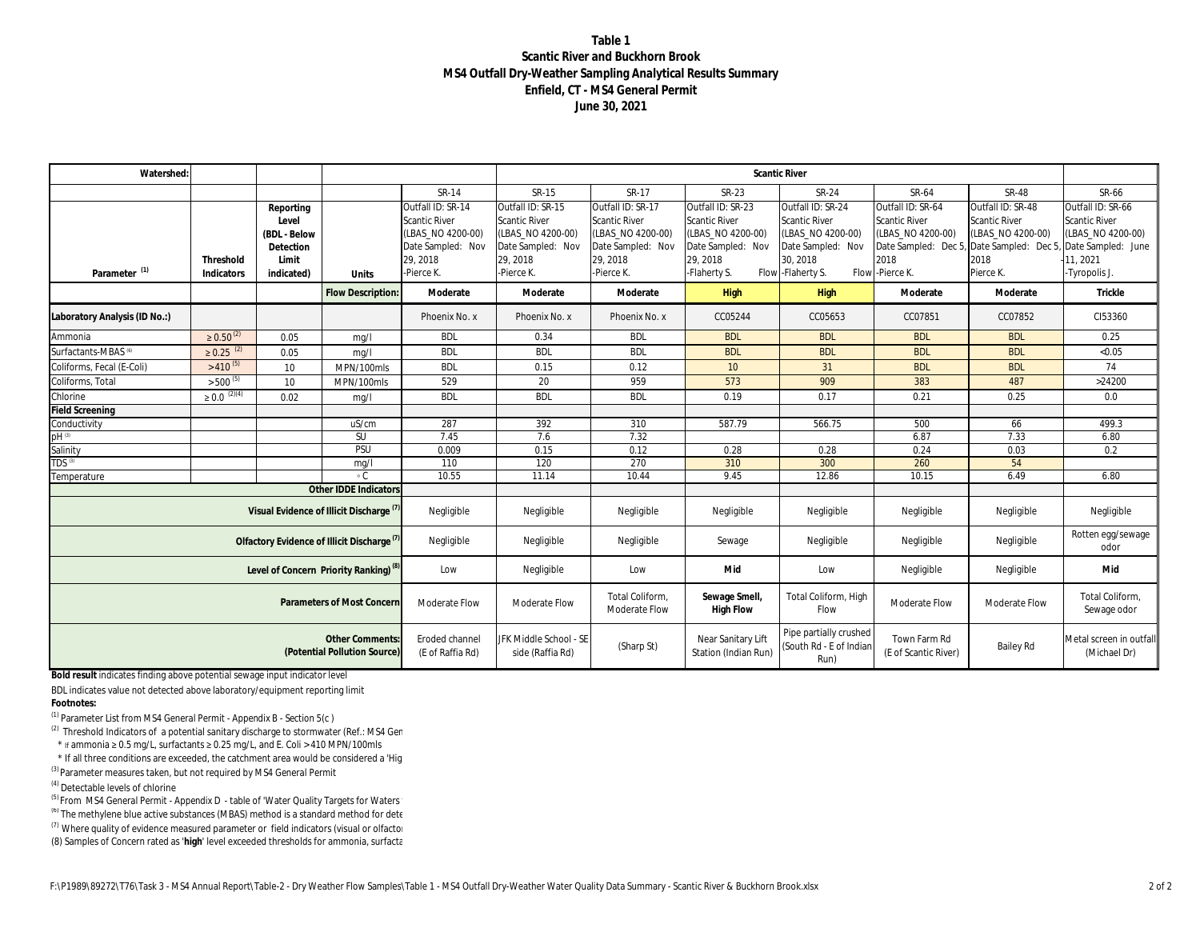**Table 1**
**Scantic River and Buckhorn Brook**
**MS4 Outfall Dry-Weather Sampling Analytical Results Summary**
**Enfield, CT - MS4 General Permit**
**June 30, 2021**

| Watershed: | | | | Scantic River | | | | | | | |
|---|---|---|---|---|---|---|---|---|---|---|---|
| | | | | SR-14 | SR-15 | SR-17 | SR-23 | SR-24 | SR-64 | SR-48 | SR-66 |
| Parameter [(1)] | Threshold Indicators | Reporting Level (BDL - Below Detection Limit indicated) | Units | Outfall ID: SR-14 Scantic River (LBAS_NO 4200-00) Date Sampled: Nov 29, 2018 -Pierce K. | Outfall ID: SR-15 Scantic River (LBAS_NO 4200-00) Date Sampled: Nov 29, 2018 -Pierce K. | Outfall ID: SR-17 Scantic River (LBAS_NO 4200-00) Date Sampled: Nov 29, 2018 -Pierce K. | Outfall ID: SR-23 Scantic River (LBAS_NO 4200-00) Date Sampled: Nov 29, 2018 -Flaherty S. Flow | Outfall ID: SR-24 Scantic River (LBAS_NO 4200-00) Date Sampled: Nov 30, 2018 -Flaherty S. Flow | Outfall ID: SR-64 Scantic River (LBAS_NO 4200-00) Date Sampled: Dec 5, 2018 -Pierce K. | Outfall ID: SR-48 Scantic River (LBAS_NO 4200-00) Date Sampled: Dec 5, 2018 Pierce K. | Outfall ID: SR-66 Scantic River (LBAS_NO 4200-00) Date Sampled: June 11, 2021 -Tyropolis J. |
| | | | **Flow Description:** | **Moderate** | **Moderate** | **Moderate** | **High** | **High** | **Moderate** | **Moderate** | **Trickle** |
| **Laboratory Analysis (ID No.:)** | | | | Phoenix No. x | Phoenix No. x | Phoenix No. x | CC05244 | CC05653 | CC07851 | CC07852 | CI53360 |
| Ammonia | ≥ 0.50 [(2)] | 0.05 | mg/l | BDL | 0.34 | BDL | BDL | BDL | BDL | BDL | 0.25 |
| Surfactants-MBAS [(6)] | ≥ 0.25 [(2)] | 0.05 | mg/l | BDL | BDL | BDL | BDL | BDL | BDL | BDL | <0.05 |
| Coliforms, Fecal (E-Coli) | >410 [(5)] | 10 | MPN/100mls | BDL | 0.15 | 0.12 | 10 | 31 | BDL | BDL | 74 |
| Coliforms, Total | >500 [(5)] | 10 | MPN/100mls | 529 | 20 | 959 | 573 | 909 | 383 | 487 | >24200 |
| Chlorine | ≥ 0.0 [(2)(4)] | 0.02 | mg/l | BDL | BDL | BDL | 0.19 | 0.17 | 0.21 | 0.25 | 0.0 |
| **Field Screening** | | | | | | | | | | | |
| Conductivity | | | uS/cm | 287 | 392 | 310 | 587.79 | 566.75 | 500 | 66 | 499.3 |
| pH [(3)] | | | SU | 7.45 | 7.6 | 7.32 | | | 6.87 | 7.33 | 6.80 |
| Salinity | | | PSU | 0.009 | 0.15 | 0.12 | 0.28 | 0.28 | 0.24 | 0.03 | 0.2 |
| TDS [(3)] | | | mg/l | 110 | 120 | 270 | 310 | 300 | 260 | 54 | |
| Temperature | | | ◦ C | 10.55 | 11.14 | 10.44 | 9.45 | 12.86 | 10.15 | 6.49 | 6.80 |
| **Other IDDE Indicators** | | | | | | | | | | | |
| **Visual Evidence of Illicit Discharge [(7)]** | | | | Negligible | Negligible | Negligible | Negligible | Negligible | Negligible | Negligible | Negligible |
| **Olfactory Evidence of Illicit Discharge [(7)]** | | | | Negligible | Negligible | Negligible | Sewage | Negligible | Negligible | Negligible | Rotten egg/sewage odor |
| **Level of Concern Priority Ranking) [(8)]** | | | | Low | Negligible | Low | **Mid** | Low | Negligible | Negligible | **Mid** |
| **Parameters of Most Concern** | | | | Moderate Flow | Moderate Flow | Total Coliform, Moderate Flow | **Sewage Smell, High Flow** | Total Coliform, High Flow | Moderate Flow | Moderate Flow | Total Coliform, Sewage odor |
| **Other Comments: (Potential Pollution Source)** | | | | Eroded channel (E of Raffia Rd) | JFK Middle School - SE side (Raffia Rd) | (Sharp St) | Near Sanitary Lift Station (Indian Run) | Pipe partially crushed (South Rd - E of Indian Run) | Town Farm Rd (E of Scantic River) | Bailey Rd | Metal screen in outfall (Michael Dr) |

**Bold result** indicates finding above potential sewage input indicator level

BDL indicates value not detected above laboratory/equipment reporting limit

**Footnotes:**

(1) Parameter List from MS4 General Permit - Appendix B - Section 5(c )

(2) Threshold Indicators of a potential sanitary discharge to stormwater (Ref.: MS4 Gen

\* If ammonia ≥ 0.5 mg/L, surfactants ≥ 0.25 mg/L, and E. Coli >410 MPN/100mls

\* If all three conditions are exceeded, the catchment area would be considered a 'Hig

(3) Parameter measures taken, but not required by MS4 General Permit

(4) Detectable levels of chlorine

(5) From MS4 General Permit - Appendix D - table of 'Water Quality Targets for Waters

(6) The methylene blue active substances (MBAS) method is a standard method for dete

(7) Where quality of evidence measured parameter or field indicators (visual or olfactor

(8) Samples of Concern rated as '**high**' level exceeded thresholds for ammonia, surfacta

F:\P1989\89272\T76\Task 3 - MS4 Annual Report\Table-2 - Dry Weather Flow Samples\Table 1 - MS4 Outfall Dry-Weather Water Quality Data Summary - Scantic River & Buckhorn Brook.xlsx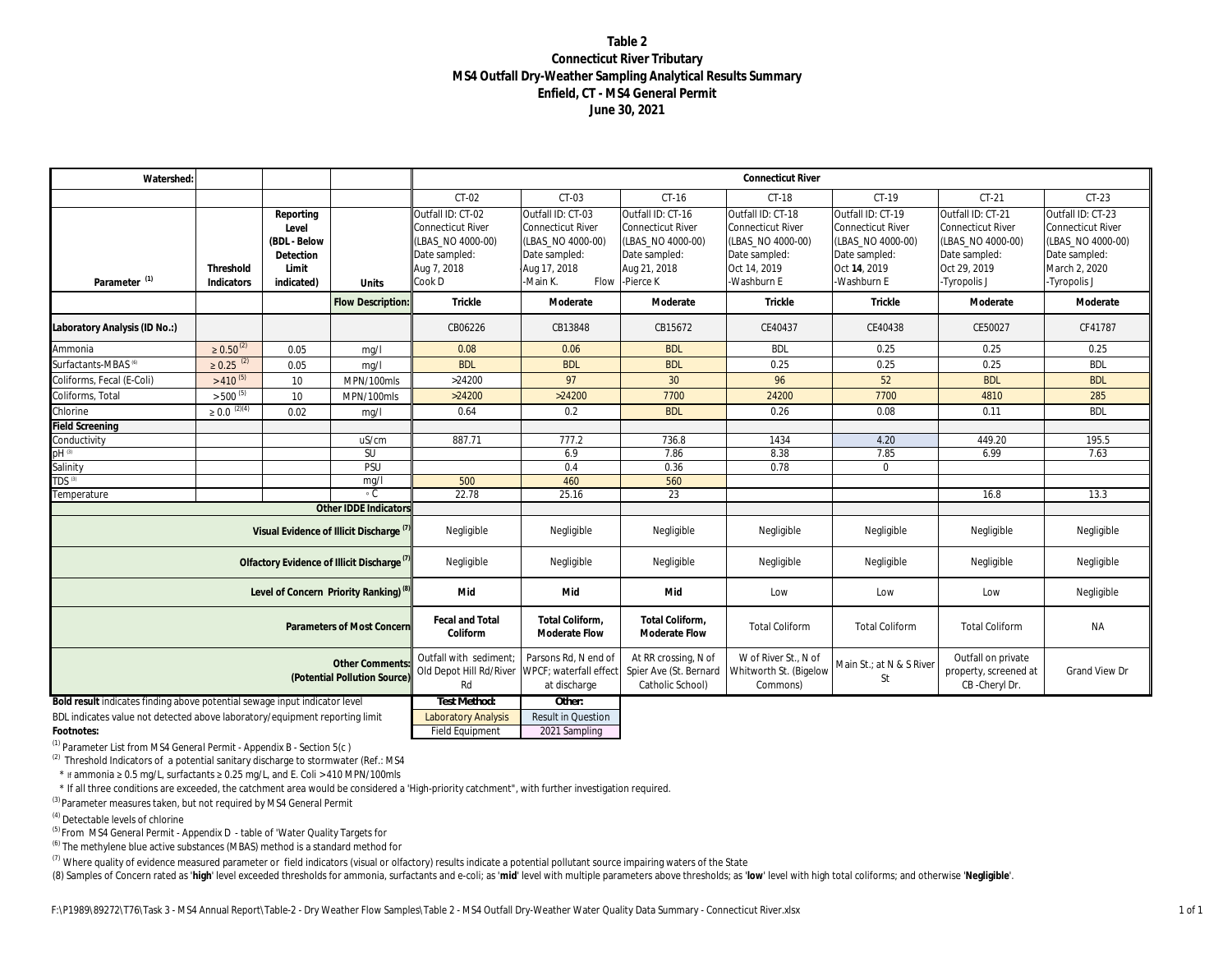# Table 2
## Connecticut River Tributary
## MS4 Outfall Dry-Weather Sampling Analytical Results Summary
## Enfield, CT - MS4 General Permit
## June 30, 2021

| Watershed: | | | | Connecticut River | | | | | | |
|---|---|---|---|---|---|---|---|---|---|---|
| | | | | CT-02 | CT-03 | CT-16 | CT-18 | CT-19 | CT-21 | CT-23 |
| Parameter [(1)] | Threshold Indicators | Reporting Level (BDL - Below Detection Limit indicated) | Units | Outfall ID: CT-02 Connecticut River (LBAS_NO 4000-00) Date sampled: Aug 7, 2018 Cook D | Outfall ID: CT-03 Connecticut River (LBAS_NO 4000-00) Date sampled: Aug 17, 2018 -Main K. Flow | Outfall ID: CT-16 Connecticut River (LBAS_NO 4000-00) Date sampled: Aug 21, 2018 -Pierce K | Outfall ID: CT-18 Connecticut River (LBAS_NO 4000-00) Date sampled: Oct 14, 2019 -Washburn E | Outfall ID: CT-19 Connecticut River (LBAS_NO 4000-00) Date sampled: Oct **14**, 2019 -Washburn E | Outfall ID: CT-21 Connecticut River (LBAS_NO 4000-00) Date sampled: Oct 29, 2019 -Tyropolis J | Outfall ID: CT-23 Connecticut River (LBAS_NO 4000-00) Date sampled: March 2, 2020 -Tyropolis J |
| | | | Flow Description: | Trickle | Moderate | Moderate | Trickle | Trickle | Moderate | Moderate |
| Laboratory Analysis (ID No.:) | | | | CB06226 | CB13848 | CB15672 | CE40437 | CE40438 | CE50027 | CF41787 |
| Ammonia | ≥ 0.50 [(2)] | 0.05 | mg/l | 0.08 | 0.06 | BDL | BDL | 0.25 | 0.25 | 0.25 |
| Surfactants-MBAS [(6)] | ≥ 0.25 [(2)] | 0.05 | mg/l | BDL | BDL | BDL | 0.25 | 0.25 | 0.25 | BDL |
| Coliforms, Fecal (E-Coli) | >410 [(5)] | 10 | MPN/100mls | >24200 | 97 | 30 | 96 | 52 | BDL | BDL |
| Coliforms, Total | >500 [(5)] | 10 | MPN/100mls | >24200 | >24200 | 7700 | 24200 | 7700 | 4810 | 285 |
| Chlorine | ≥ 0.0 [(2)(4)] | 0.02 | mg/l | 0.64 | 0.2 | BDL | 0.26 | 0.08 | 0.11 | BDL |
| **Field Screening** | | | | | | | | | | |
| Conductivity | | | uS/cm | 887.71 | 777.2 | 736.8 | 1434 | 4.20 | 449.20 | 195.5 |
| pH [(3)] | | | SU | | 6.9 | 7.86 | 8.38 | 7.85 | 6.99 | 7.63 |
| Salinity | | | PSU | | 0.4 | 0.36 | 0.78 | 0 | | |
| TDS [(3)] | | | mg/l | 500 | 460 | 560 | | | | |
| Temperature | | | ° C | 22.78 | 25.16 | 23 | | | 16.8 | 13.3 |
| Other IDDE Indicators | | | | | | | | | | |
| Visual Evidence of Illicit Discharge [(7)] | | | | Negligible | Negligible | Negligible | Negligible | Negligible | Negligible | Negligible |
| Olfactory Evidence of Illicit Discharge [(7)] | | | | Negligible | Negligible | Negligible | Negligible | Negligible | Negligible | Negligible |
| Level of Concern Priority Ranking) [(8)] | | | | Mid | Mid | Mid | Low | Low | Low | Negligible |
| Parameters of Most Concern | | | | Fecal and Total Coliform | Total Coliform, Moderate Flow | Total Coliform, Moderate Flow | Total Coliform | Total Coliform | Total Coliform | NA |
| Other Comments: (Potential Pollution Source) | | | | Outfall with sediment; Old Depot Hill Rd/River Rd | Parsons Rd, N end of WPCF; waterfall effect at discharge | At RR crossing, N of Spier Ave (St. Bernard Catholic School) | W of River St., N of Whitworth St. (Bigelow Commons) | Main St.; at N & S River St | Outfall on private property, screened at CB -Cheryl Dr. | Grand View Dr |

| Test Method: | Other: |
|---|---|
| Laboratory Analysis | Result in Question |
| Field Equipment | 2021 Sampling |

**Bold result** indicates finding above potential sewage input indicator level

BDL indicates value not detected above laboratory/equipment reporting limit

**Footnotes:**

[(1)] Parameter List from MS4 General Permit - Appendix B - Section 5(c )

[(2)] Threshold Indicators of a potential sanitary discharge to stormwater (Ref.: MS4

\* If ammonia ≥ 0.5 mg/L, surfactants ≥ 0.25 mg/L, and E. Coli >410 MPN/100mls

\* If all three conditions are exceeded, the catchment area would be considered a 'High-priority catchment", with further investigation required.

[(3)] Parameter measures taken, but not required by MS4 General Permit

[(4)] Detectable levels of chlorine

[(5)] From MS4 General Permit - Appendix D - table of 'Water Quality Targets for

[(6)] The methylene blue active substances (MBAS) method is a standard method for

[(7)] Where quality of evidence measured parameter or field indicators (visual or olfactory) results indicate a potential pollutant source impairing waters of the State

(8) Samples of Concern rated as '**high**' level exceeded thresholds for ammonia, surfactants and e-coli; as '**mid**' level with multiple parameters above thresholds; as '**low**' level with high total coliforms; and otherwise '**Negligible**'.

F:\P1989\89272\T76\Task 3 - MS4 Annual Report\Table-2 - Dry Weather Flow Samples\Table 2 - MS4 Outfall Dry-Weather Water Quality Data Summary - Connecticut River.xlsx